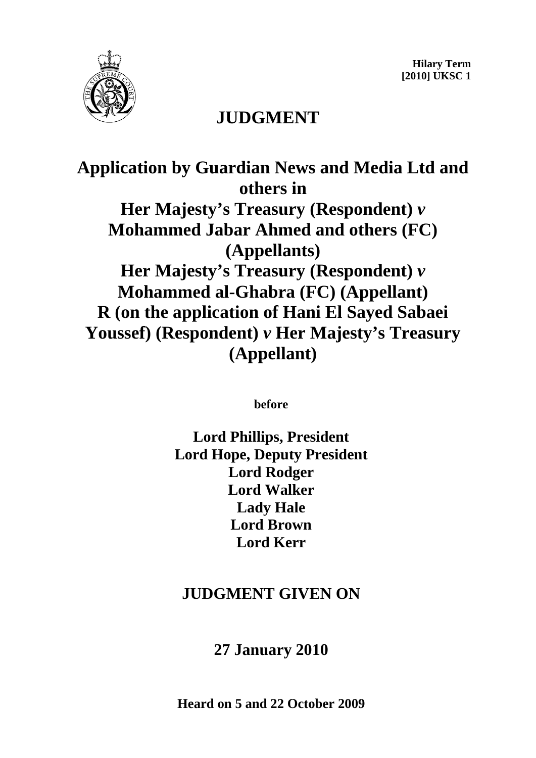**Hilary Term**
**[2010] UKSC 1**

# JUDGMENT

## Application by Guardian News and Media Ltd and others in Her Majesty's Treasury (Respondent) *v* Mohammed Jabar Ahmed and others (FC) (Appellants) Her Majesty's Treasury (Respondent) *v* Mohammed al-Ghabra (FC) (Appellant) R (on the application of Hani El Sayed Sabaei Youssef) (Respondent) *v* Her Majesty's Treasury (Appellant)

**before**

**Lord Phillips, President**
**Lord Hope, Deputy President**
**Lord Rodger**
**Lord Walker**
**Lady Hale**
**Lord Brown**
**Lord Kerr**

## JUDGMENT GIVEN ON

## 27 January 2010

**Heard on 5 and 22 October 2009**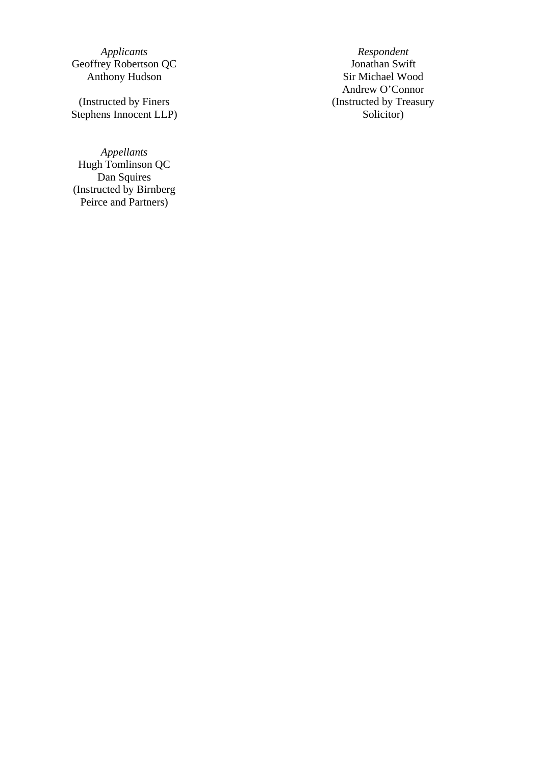| *Applicants* | *Respondent* |
| --- | --- |
| Geoffrey Robertson QC | Jonathan Swift |
| Anthony Hudson | Sir Michael Wood |
| | Andrew O'Connor |
| (Instructed by Finers Stephens Innocent LLP) | (Instructed by Treasury Solicitor) |

*Appellants*
Hugh Tomlinson QC
Dan Squires
(Instructed by Birnberg Peirce and Partners)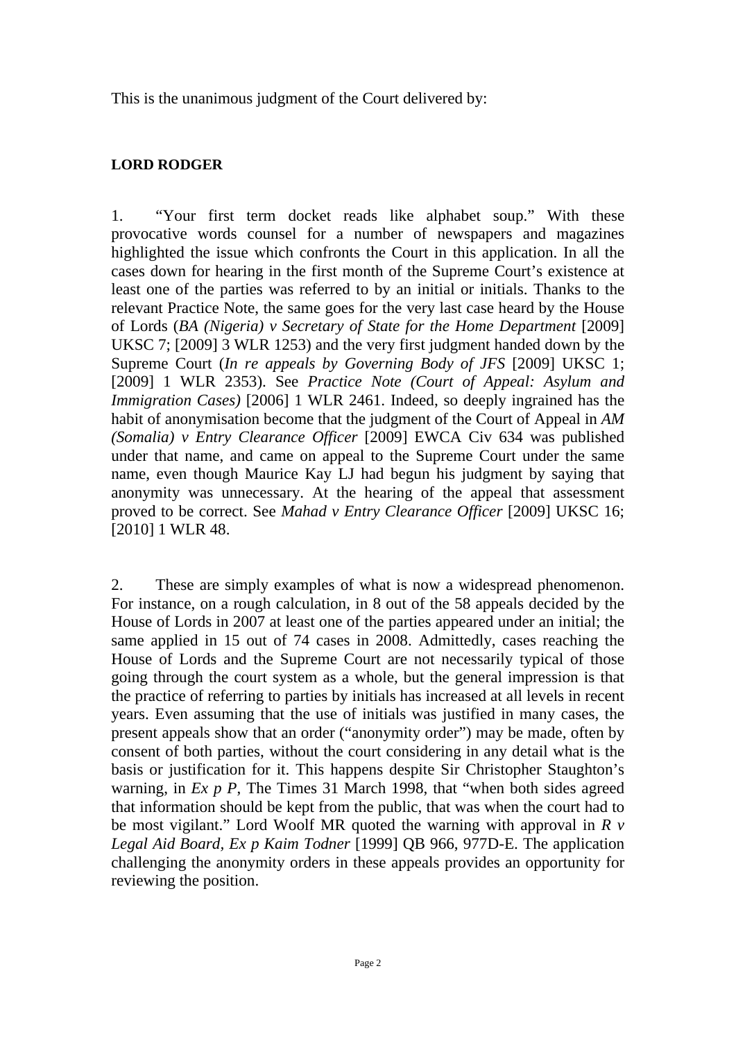This is the unanimous judgment of the Court delivered by:

**LORD RODGER**

1. "Your first term docket reads like alphabet soup." With these provocative words counsel for a number of newspapers and magazines highlighted the issue which confronts the Court in this application. In all the cases down for hearing in the first month of the Supreme Court's existence at least one of the parties was referred to by an initial or initials. Thanks to the relevant Practice Note, the same goes for the very last case heard by the House of Lords (*BA (Nigeria) v Secretary of State for the Home Department* [2009] UKSC 7; [2009] 3 WLR 1253) and the very first judgment handed down by the Supreme Court (*In re appeals by Governing Body of JFS* [2009] UKSC 1; [2009] 1 WLR 2353). See *Practice Note (Court of Appeal: Asylum and Immigration Cases)* [2006] 1 WLR 2461. Indeed, so deeply ingrained has the habit of anonymisation become that the judgment of the Court of Appeal in *AM (Somalia) v Entry Clearance Officer* [2009] EWCA Civ 634 was published under that name, and came on appeal to the Supreme Court under the same name, even though Maurice Kay LJ had begun his judgment by saying that anonymity was unnecessary. At the hearing of the appeal that assessment proved to be correct. See *Mahad v Entry Clearance Officer* [2009] UKSC 16; [2010] 1 WLR 48.

2. These are simply examples of what is now a widespread phenomenon. For instance, on a rough calculation, in 8 out of the 58 appeals decided by the House of Lords in 2007 at least one of the parties appeared under an initial; the same applied in 15 out of 74 cases in 2008. Admittedly, cases reaching the House of Lords and the Supreme Court are not necessarily typical of those going through the court system as a whole, but the general impression is that the practice of referring to parties by initials has increased at all levels in recent years. Even assuming that the use of initials was justified in many cases, the present appeals show that an order ("anonymity order") may be made, often by consent of both parties, without the court considering in any detail what is the basis or justification for it. This happens despite Sir Christopher Staughton's warning, in *Ex p P*, The Times 31 March 1998, that "when both sides agreed that information should be kept from the public, that was when the court had to be most vigilant." Lord Woolf MR quoted the warning with approval in *R v Legal Aid Board, Ex p Kaim Todner* [1999] QB 966, 977D-E. The application challenging the anonymity orders in these appeals provides an opportunity for reviewing the position.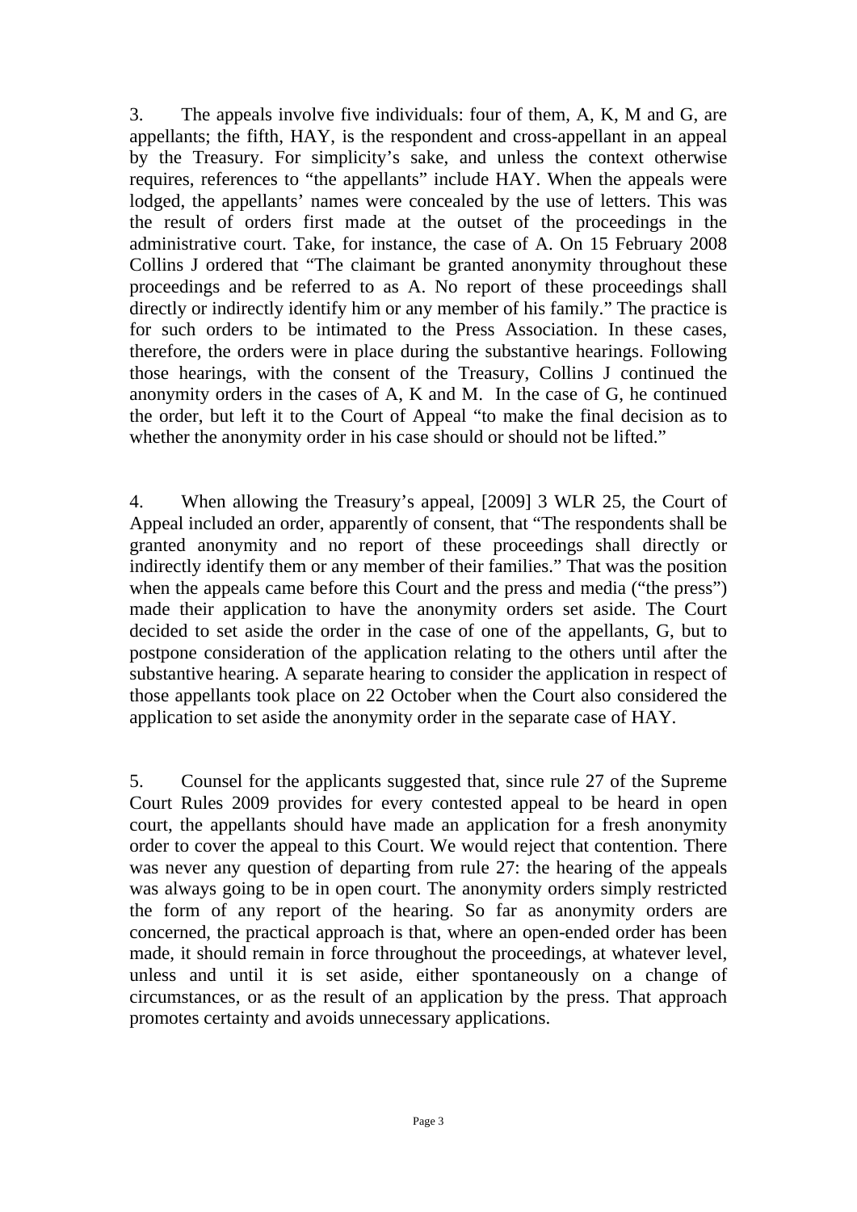3. The appeals involve five individuals: four of them, A, K, M and G, are appellants; the fifth, HAY, is the respondent and cross-appellant in an appeal by the Treasury. For simplicity's sake, and unless the context otherwise requires, references to "the appellants" include HAY. When the appeals were lodged, the appellants' names were concealed by the use of letters. This was the result of orders first made at the outset of the proceedings in the administrative court. Take, for instance, the case of A. On 15 February 2008 Collins J ordered that "The claimant be granted anonymity throughout these proceedings and be referred to as A. No report of these proceedings shall directly or indirectly identify him or any member of his family." The practice is for such orders to be intimated to the Press Association. In these cases, therefore, the orders were in place during the substantive hearings. Following those hearings, with the consent of the Treasury, Collins J continued the anonymity orders in the cases of A, K and M. In the case of G, he continued the order, but left it to the Court of Appeal "to make the final decision as to whether the anonymity order in his case should or should not be lifted."

4. When allowing the Treasury's appeal, [2009] 3 WLR 25, the Court of Appeal included an order, apparently of consent, that "The respondents shall be granted anonymity and no report of these proceedings shall directly or indirectly identify them or any member of their families." That was the position when the appeals came before this Court and the press and media ("the press") made their application to have the anonymity orders set aside. The Court decided to set aside the order in the case of one of the appellants, G, but to postpone consideration of the application relating to the others until after the substantive hearing. A separate hearing to consider the application in respect of those appellants took place on 22 October when the Court also considered the application to set aside the anonymity order in the separate case of HAY.

5. Counsel for the applicants suggested that, since rule 27 of the Supreme Court Rules 2009 provides for every contested appeal to be heard in open court, the appellants should have made an application for a fresh anonymity order to cover the appeal to this Court. We would reject that contention. There was never any question of departing from rule 27: the hearing of the appeals was always going to be in open court. The anonymity orders simply restricted the form of any report of the hearing. So far as anonymity orders are concerned, the practical approach is that, where an open-ended order has been made, it should remain in force throughout the proceedings, at whatever level, unless and until it is set aside, either spontaneously on a change of circumstances, or as the result of an application by the press. That approach promotes certainty and avoids unnecessary applications.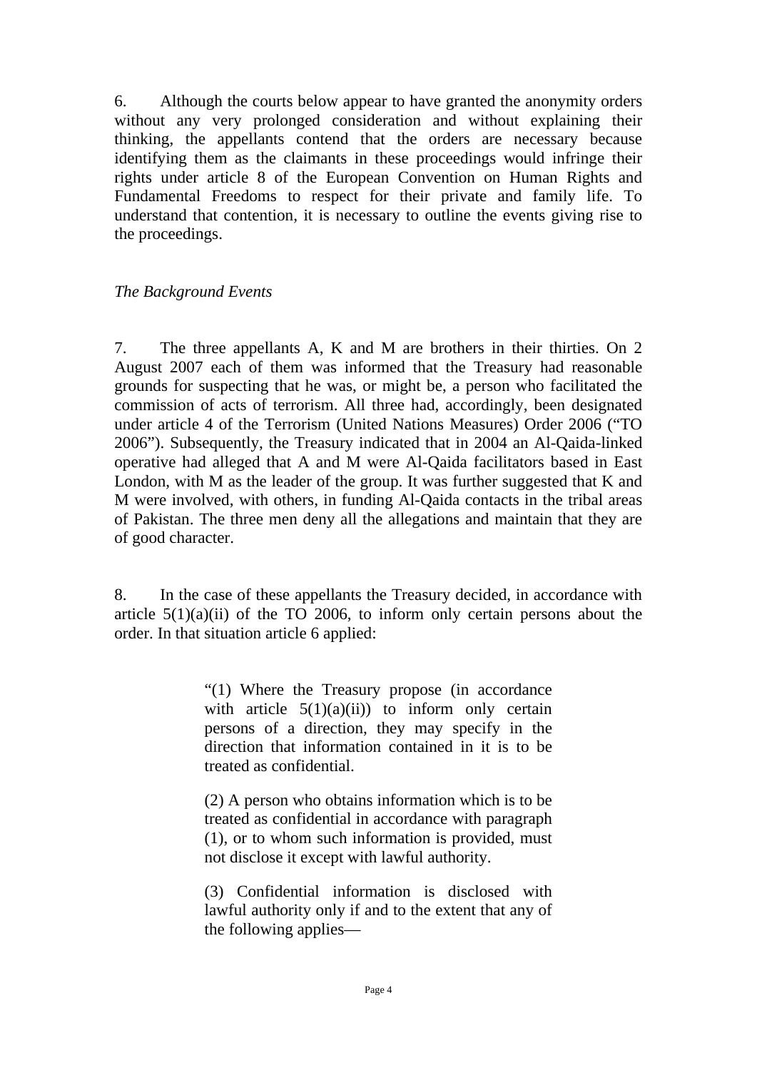6. Although the courts below appear to have granted the anonymity orders without any very prolonged consideration and without explaining their thinking, the appellants contend that the orders are necessary because identifying them as the claimants in these proceedings would infringe their rights under article 8 of the European Convention on Human Rights and Fundamental Freedoms to respect for their private and family life. To understand that contention, it is necessary to outline the events giving rise to the proceedings.

*The Background Events*

7. The three appellants A, K and M are brothers in their thirties. On 2 August 2007 each of them was informed that the Treasury had reasonable grounds for suspecting that he was, or might be, a person who facilitated the commission of acts of terrorism. All three had, accordingly, been designated under article 4 of the Terrorism (United Nations Measures) Order 2006 ("TO 2006"). Subsequently, the Treasury indicated that in 2004 an Al-Qaida-linked operative had alleged that A and M were Al-Qaida facilitators based in East London, with M as the leader of the group. It was further suggested that K and M were involved, with others, in funding Al-Qaida contacts in the tribal areas of Pakistan. The three men deny all the allegations and maintain that they are of good character.

8. In the case of these appellants the Treasury decided, in accordance with article 5(1)(a)(ii) of the TO 2006, to inform only certain persons about the order. In that situation article 6 applied:

> "(1) Where the Treasury propose (in accordance with article 5(1)(a)(ii)) to inform only certain persons of a direction, they may specify in the direction that information contained in it is to be treated as confidential.
>
> (2) A person who obtains information which is to be treated as confidential in accordance with paragraph (1), or to whom such information is provided, must not disclose it except with lawful authority.
>
> (3) Confidential information is disclosed with lawful authority only if and to the extent that any of the following applies—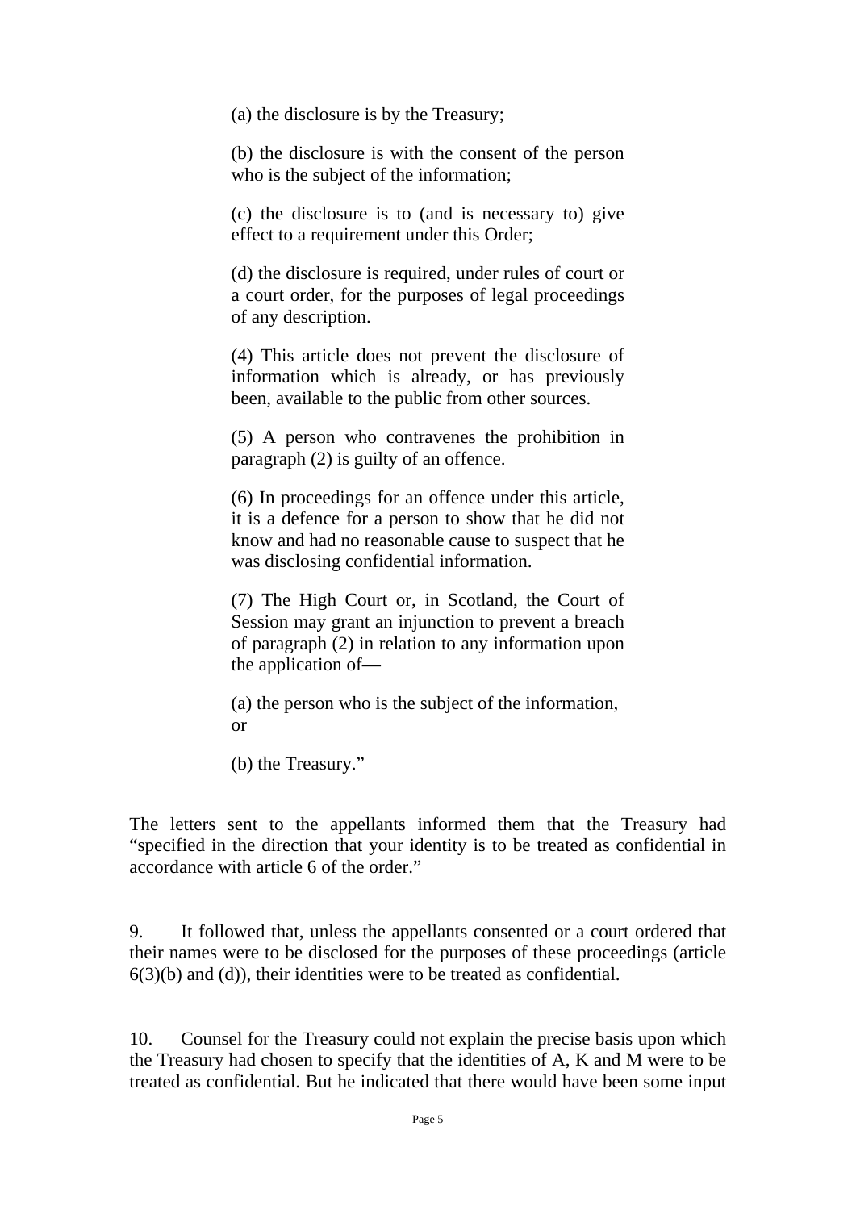> (a) the disclosure is by the Treasury;
>
> (b) the disclosure is with the consent of the person who is the subject of the information;
>
> (c) the disclosure is to (and is necessary to) give effect to a requirement under this Order;
>
> (d) the disclosure is required, under rules of court or a court order, for the purposes of legal proceedings of any description.
>
> (4) This article does not prevent the disclosure of information which is already, or has previously been, available to the public from other sources.
>
> (5) A person who contravenes the prohibition in paragraph (2) is guilty of an offence.
>
> (6) In proceedings for an offence under this article, it is a defence for a person to show that he did not know and had no reasonable cause to suspect that he was disclosing confidential information.
>
> (7) The High Court or, in Scotland, the Court of Session may grant an injunction to prevent a breach of paragraph (2) in relation to any information upon the application of—
>
> (a) the person who is the subject of the information, or
>
> (b) the Treasury."

The letters sent to the appellants informed them that the Treasury had "specified in the direction that your identity is to be treated as confidential in accordance with article 6 of the order."

9. It followed that, unless the appellants consented or a court ordered that their names were to be disclosed for the purposes of these proceedings (article 6(3)(b) and (d)), their identities were to be treated as confidential.

10. Counsel for the Treasury could not explain the precise basis upon which the Treasury had chosen to specify that the identities of A, K and M were to be treated as confidential. But he indicated that there would have been some input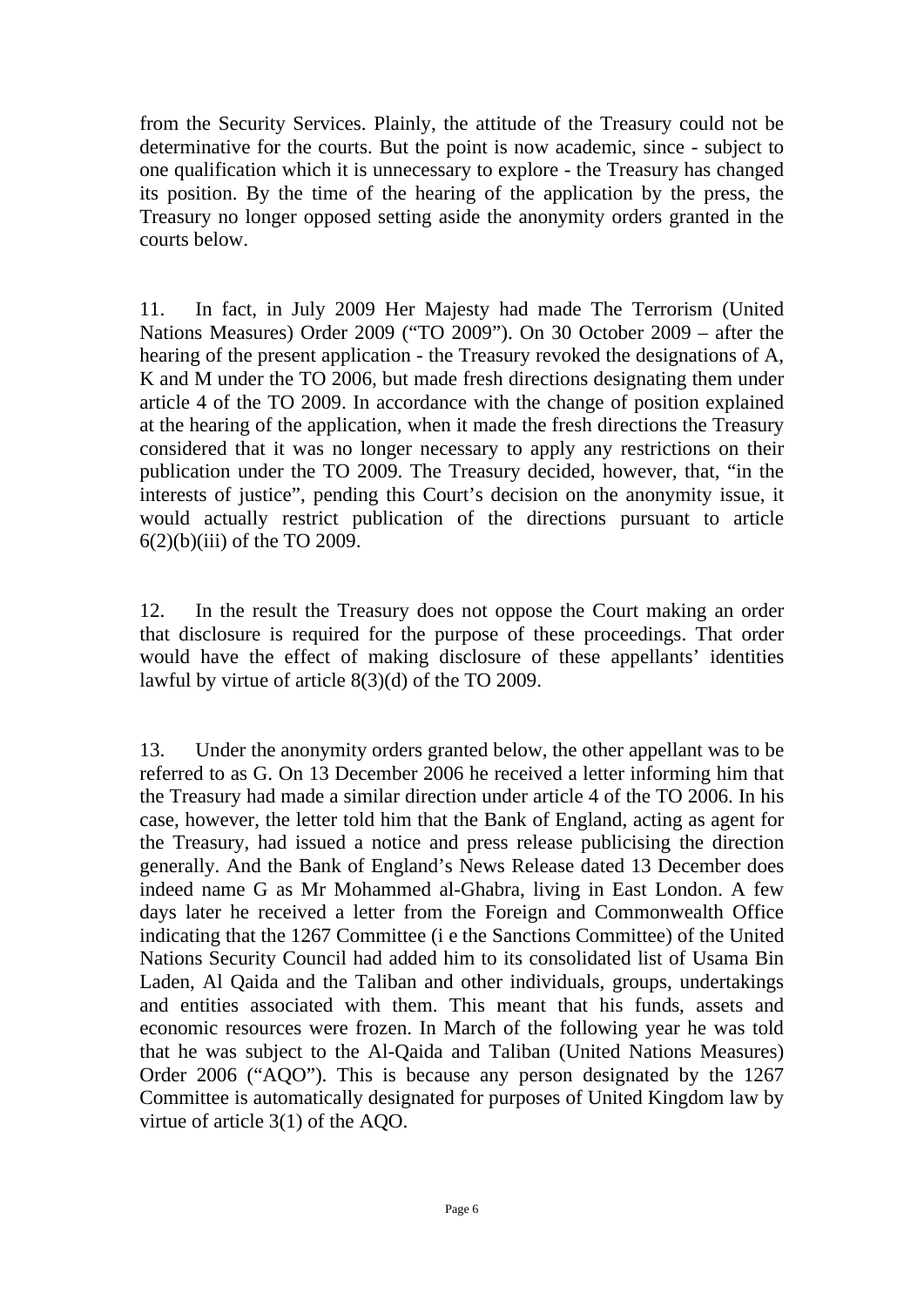from the Security Services. Plainly, the attitude of the Treasury could not be determinative for the courts. But the point is now academic, since - subject to one qualification which it is unnecessary to explore - the Treasury has changed its position. By the time of the hearing of the application by the press, the Treasury no longer opposed setting aside the anonymity orders granted in the courts below.

11. In fact, in July 2009 Her Majesty had made The Terrorism (United Nations Measures) Order 2009 ("TO 2009"). On 30 October 2009 – after the hearing of the present application - the Treasury revoked the designations of A, K and M under the TO 2006, but made fresh directions designating them under article 4 of the TO 2009. In accordance with the change of position explained at the hearing of the application, when it made the fresh directions the Treasury considered that it was no longer necessary to apply any restrictions on their publication under the TO 2009. The Treasury decided, however, that, "in the interests of justice", pending this Court's decision on the anonymity issue, it would actually restrict publication of the directions pursuant to article 6(2)(b)(iii) of the TO 2009.

12. In the result the Treasury does not oppose the Court making an order that disclosure is required for the purpose of these proceedings. That order would have the effect of making disclosure of these appellants' identities lawful by virtue of article 8(3)(d) of the TO 2009.

13. Under the anonymity orders granted below, the other appellant was to be referred to as G. On 13 December 2006 he received a letter informing him that the Treasury had made a similar direction under article 4 of the TO 2006. In his case, however, the letter told him that the Bank of England, acting as agent for the Treasury, had issued a notice and press release publicising the direction generally. And the Bank of England's News Release dated 13 December does indeed name G as Mr Mohammed al-Ghabra, living in East London. A few days later he received a letter from the Foreign and Commonwealth Office indicating that the 1267 Committee (i e the Sanctions Committee) of the United Nations Security Council had added him to its consolidated list of Usama Bin Laden, Al Qaida and the Taliban and other individuals, groups, undertakings and entities associated with them. This meant that his funds, assets and economic resources were frozen. In March of the following year he was told that he was subject to the Al-Qaida and Taliban (United Nations Measures) Order 2006 ("AQO"). This is because any person designated by the 1267 Committee is automatically designated for purposes of United Kingdom law by virtue of article 3(1) of the AQO.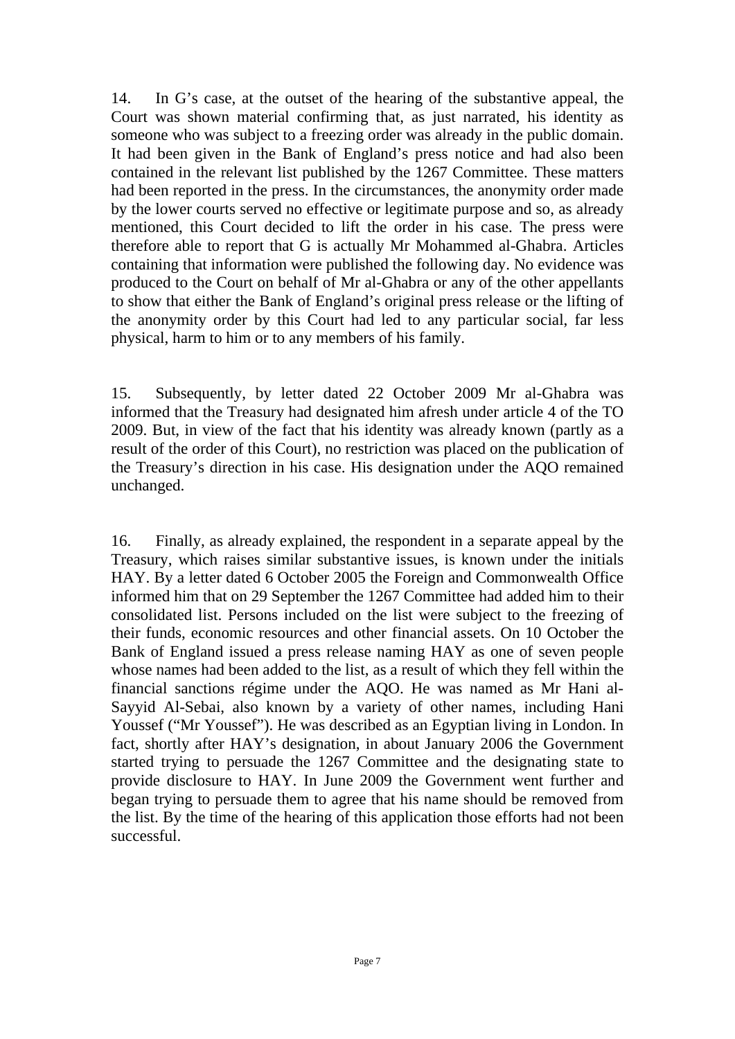14. In G's case, at the outset of the hearing of the substantive appeal, the Court was shown material confirming that, as just narrated, his identity as someone who was subject to a freezing order was already in the public domain. It had been given in the Bank of England's press notice and had also been contained in the relevant list published by the 1267 Committee. These matters had been reported in the press. In the circumstances, the anonymity order made by the lower courts served no effective or legitimate purpose and so, as already mentioned, this Court decided to lift the order in his case. The press were therefore able to report that G is actually Mr Mohammed al-Ghabra. Articles containing that information were published the following day. No evidence was produced to the Court on behalf of Mr al-Ghabra or any of the other appellants to show that either the Bank of England's original press release or the lifting of the anonymity order by this Court had led to any particular social, far less physical, harm to him or to any members of his family.

15. Subsequently, by letter dated 22 October 2009 Mr al-Ghabra was informed that the Treasury had designated him afresh under article 4 of the TO 2009. But, in view of the fact that his identity was already known (partly as a result of the order of this Court), no restriction was placed on the publication of the Treasury's direction in his case. His designation under the AQO remained unchanged.

16. Finally, as already explained, the respondent in a separate appeal by the Treasury, which raises similar substantive issues, is known under the initials HAY. By a letter dated 6 October 2005 the Foreign and Commonwealth Office informed him that on 29 September the 1267 Committee had added him to their consolidated list. Persons included on the list were subject to the freezing of their funds, economic resources and other financial assets. On 10 October the Bank of England issued a press release naming HAY as one of seven people whose names had been added to the list, as a result of which they fell within the financial sanctions régime under the AQO. He was named as Mr Hani al-Sayyid Al-Sebai, also known by a variety of other names, including Hani Youssef ("Mr Youssef"). He was described as an Egyptian living in London. In fact, shortly after HAY's designation, in about January 2006 the Government started trying to persuade the 1267 Committee and the designating state to provide disclosure to HAY. In June 2009 the Government went further and began trying to persuade them to agree that his name should be removed from the list. By the time of the hearing of this application those efforts had not been successful.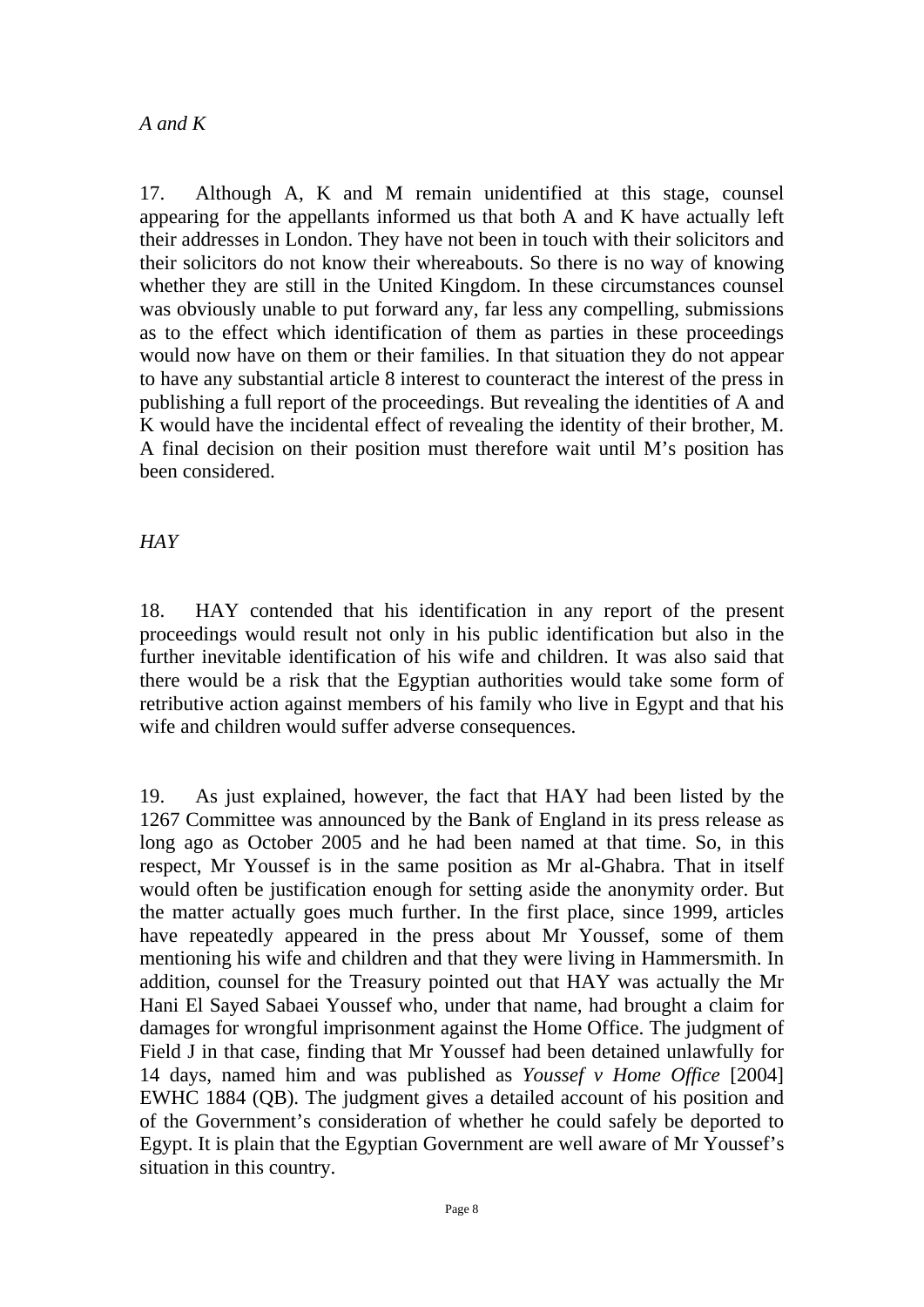*A and K*

17. Although A, K and M remain unidentified at this stage, counsel appearing for the appellants informed us that both A and K have actually left their addresses in London. They have not been in touch with their solicitors and their solicitors do not know their whereabouts. So there is no way of knowing whether they are still in the United Kingdom. In these circumstances counsel was obviously unable to put forward any, far less any compelling, submissions as to the effect which identification of them as parties in these proceedings would now have on them or their families. In that situation they do not appear to have any substantial article 8 interest to counteract the interest of the press in publishing a full report of the proceedings. But revealing the identities of A and K would have the incidental effect of revealing the identity of their brother, M. A final decision on their position must therefore wait until M's position has been considered.

*HAY*

18. HAY contended that his identification in any report of the present proceedings would result not only in his public identification but also in the further inevitable identification of his wife and children. It was also said that there would be a risk that the Egyptian authorities would take some form of retributive action against members of his family who live in Egypt and that his wife and children would suffer adverse consequences.

19. As just explained, however, the fact that HAY had been listed by the 1267 Committee was announced by the Bank of England in its press release as long ago as October 2005 and he had been named at that time. So, in this respect, Mr Youssef is in the same position as Mr al-Ghabra. That in itself would often be justification enough for setting aside the anonymity order. But the matter actually goes much further. In the first place, since 1999, articles have repeatedly appeared in the press about Mr Youssef, some of them mentioning his wife and children and that they were living in Hammersmith. In addition, counsel for the Treasury pointed out that HAY was actually the Mr Hani El Sayed Sabaei Youssef who, under that name, had brought a claim for damages for wrongful imprisonment against the Home Office. The judgment of Field J in that case, finding that Mr Youssef had been detained unlawfully for 14 days, named him and was published as *Youssef v Home Office* [2004] EWHC 1884 (QB). The judgment gives a detailed account of his position and of the Government's consideration of whether he could safely be deported to Egypt. It is plain that the Egyptian Government are well aware of Mr Youssef's situation in this country.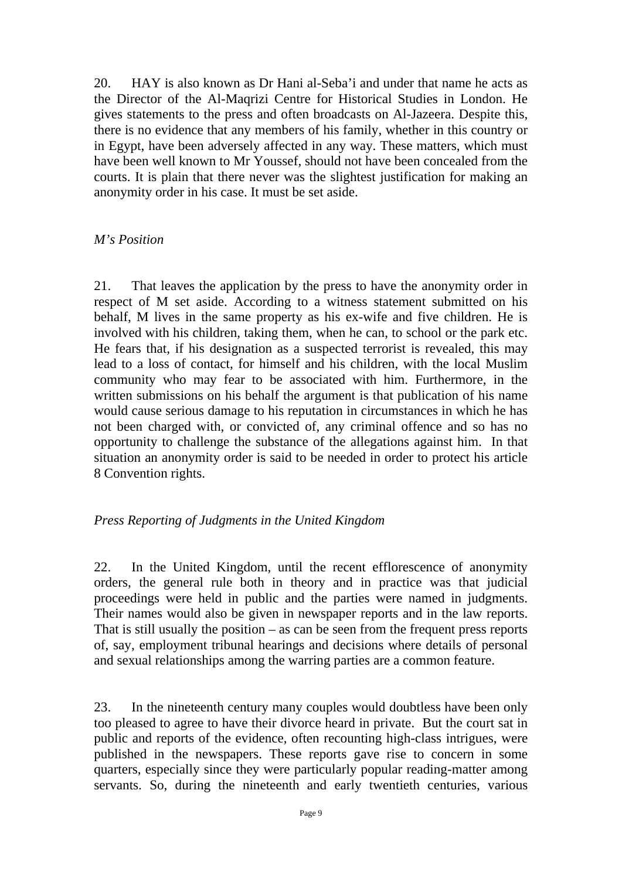20. HAY is also known as Dr Hani al-Seba'i and under that name he acts as the Director of the Al-Maqrizi Centre for Historical Studies in London. He gives statements to the press and often broadcasts on Al-Jazeera. Despite this, there is no evidence that any members of his family, whether in this country or in Egypt, have been adversely affected in any way. These matters, which must have been well known to Mr Youssef, should not have been concealed from the courts. It is plain that there never was the slightest justification for making an anonymity order in his case. It must be set aside.

*M's Position*

21. That leaves the application by the press to have the anonymity order in respect of M set aside. According to a witness statement submitted on his behalf, M lives in the same property as his ex-wife and five children. He is involved with his children, taking them, when he can, to school or the park etc. He fears that, if his designation as a suspected terrorist is revealed, this may lead to a loss of contact, for himself and his children, with the local Muslim community who may fear to be associated with him. Furthermore, in the written submissions on his behalf the argument is that publication of his name would cause serious damage to his reputation in circumstances in which he has not been charged with, or convicted of, any criminal offence and so has no opportunity to challenge the substance of the allegations against him. In that situation an anonymity order is said to be needed in order to protect his article 8 Convention rights.

*Press Reporting of Judgments in the United Kingdom*

22. In the United Kingdom, until the recent efflorescence of anonymity orders, the general rule both in theory and in practice was that judicial proceedings were held in public and the parties were named in judgments. Their names would also be given in newspaper reports and in the law reports. That is still usually the position – as can be seen from the frequent press reports of, say, employment tribunal hearings and decisions where details of personal and sexual relationships among the warring parties are a common feature.

23. In the nineteenth century many couples would doubtless have been only too pleased to agree to have their divorce heard in private. But the court sat in public and reports of the evidence, often recounting high-class intrigues, were published in the newspapers. These reports gave rise to concern in some quarters, especially since they were particularly popular reading-matter among servants. So, during the nineteenth and early twentieth centuries, various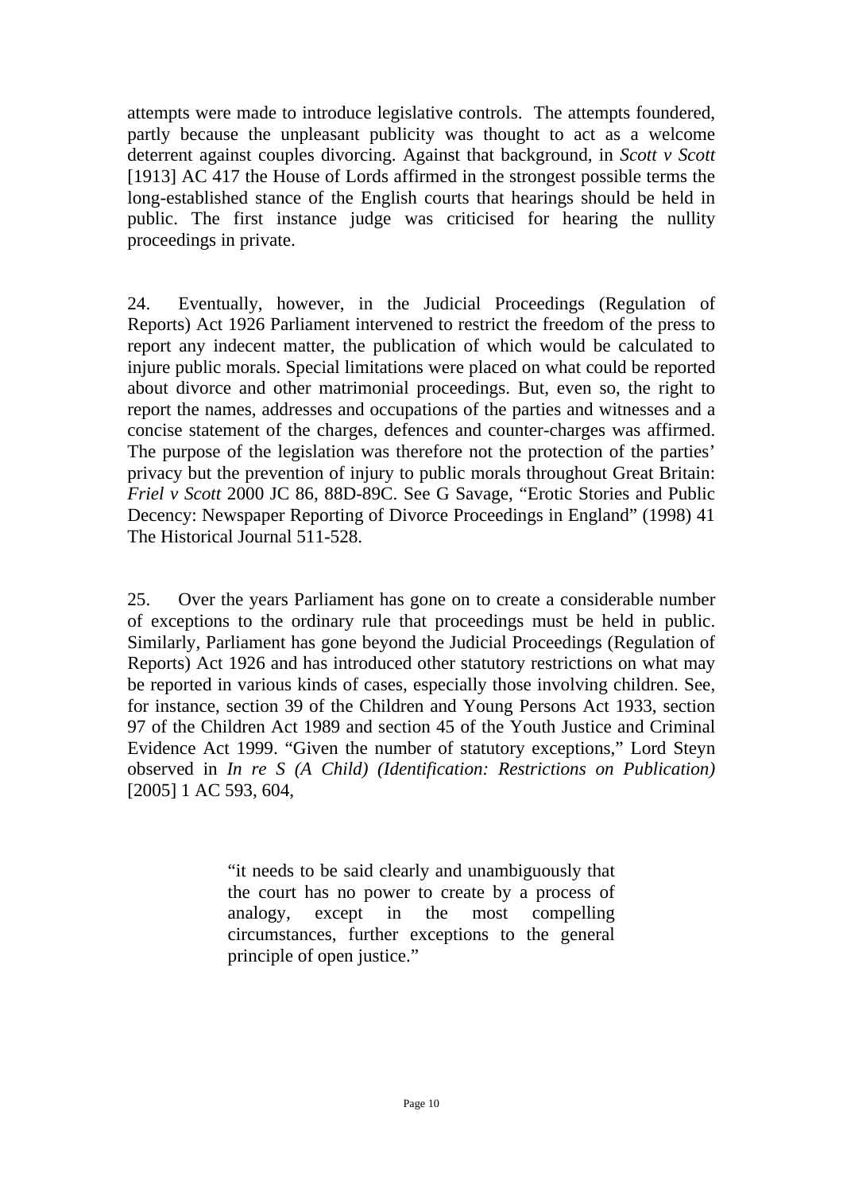attempts were made to introduce legislative controls. The attempts foundered, partly because the unpleasant publicity was thought to act as a welcome deterrent against couples divorcing. Against that background, in *Scott v Scott* [1913] AC 417 the House of Lords affirmed in the strongest possible terms the long-established stance of the English courts that hearings should be held in public. The first instance judge was criticised for hearing the nullity proceedings in private.

24. Eventually, however, in the Judicial Proceedings (Regulation of Reports) Act 1926 Parliament intervened to restrict the freedom of the press to report any indecent matter, the publication of which would be calculated to injure public morals. Special limitations were placed on what could be reported about divorce and other matrimonial proceedings. But, even so, the right to report the names, addresses and occupations of the parties and witnesses and a concise statement of the charges, defences and counter-charges was affirmed. The purpose of the legislation was therefore not the protection of the parties' privacy but the prevention of injury to public morals throughout Great Britain: *Friel v Scott* 2000 JC 86, 88D-89C. See G Savage, "Erotic Stories and Public Decency: Newspaper Reporting of Divorce Proceedings in England" (1998) 41 The Historical Journal 511-528.

25. Over the years Parliament has gone on to create a considerable number of exceptions to the ordinary rule that proceedings must be held in public. Similarly, Parliament has gone beyond the Judicial Proceedings (Regulation of Reports) Act 1926 and has introduced other statutory restrictions on what may be reported in various kinds of cases, especially those involving children. See, for instance, section 39 of the Children and Young Persons Act 1933, section 97 of the Children Act 1989 and section 45 of the Youth Justice and Criminal Evidence Act 1999. "Given the number of statutory exceptions," Lord Steyn observed in *In re S (A Child) (Identification: Restrictions on Publication)* [2005] 1 AC 593, 604,

> "it needs to be said clearly and unambiguously that the court has no power to create by a process of analogy, except in the most compelling circumstances, further exceptions to the general principle of open justice."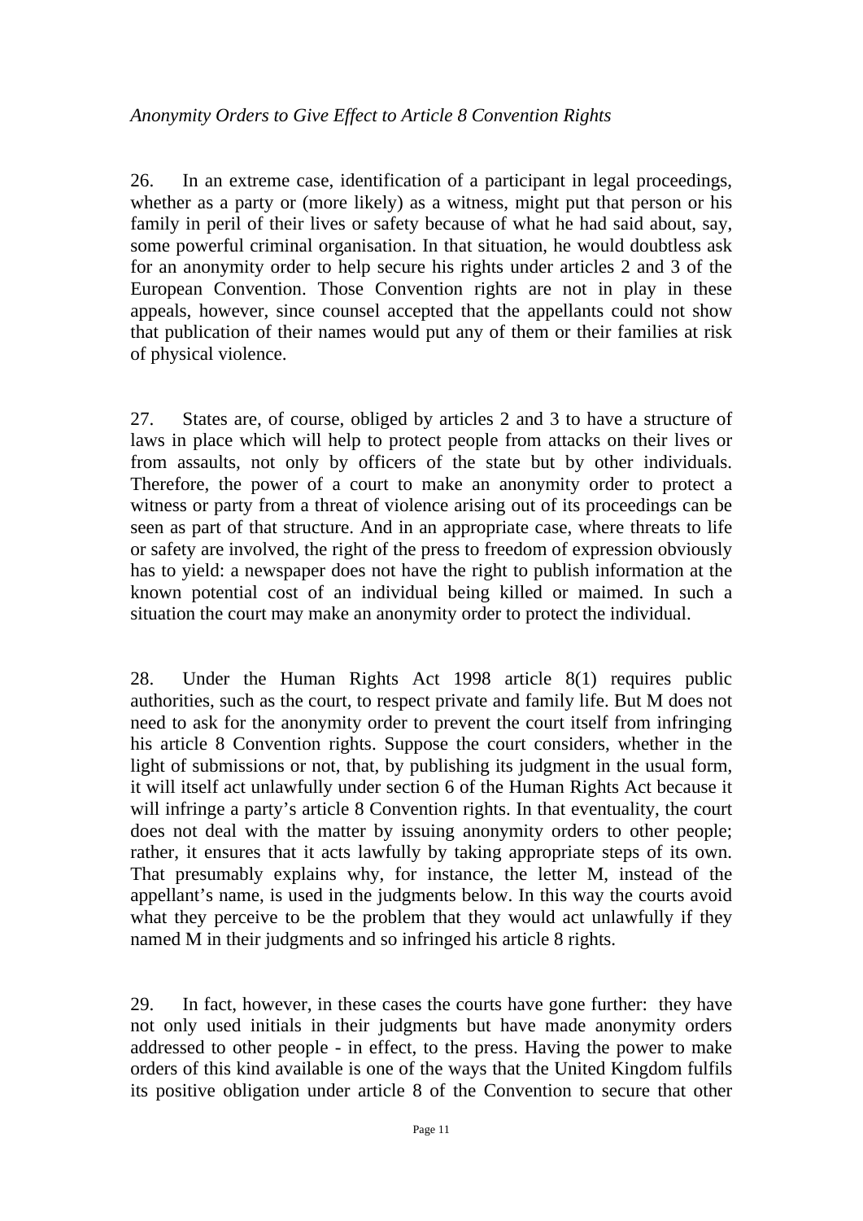*Anonymity Orders to Give Effect to Article 8 Convention Rights*

26. In an extreme case, identification of a participant in legal proceedings, whether as a party or (more likely) as a witness, might put that person or his family in peril of their lives or safety because of what he had said about, say, some powerful criminal organisation. In that situation, he would doubtless ask for an anonymity order to help secure his rights under articles 2 and 3 of the European Convention. Those Convention rights are not in play in these appeals, however, since counsel accepted that the appellants could not show that publication of their names would put any of them or their families at risk of physical violence.

27. States are, of course, obliged by articles 2 and 3 to have a structure of laws in place which will help to protect people from attacks on their lives or from assaults, not only by officers of the state but by other individuals. Therefore, the power of a court to make an anonymity order to protect a witness or party from a threat of violence arising out of its proceedings can be seen as part of that structure. And in an appropriate case, where threats to life or safety are involved, the right of the press to freedom of expression obviously has to yield: a newspaper does not have the right to publish information at the known potential cost of an individual being killed or maimed. In such a situation the court may make an anonymity order to protect the individual.

28. Under the Human Rights Act 1998 article 8(1) requires public authorities, such as the court, to respect private and family life. But M does not need to ask for the anonymity order to prevent the court itself from infringing his article 8 Convention rights. Suppose the court considers, whether in the light of submissions or not, that, by publishing its judgment in the usual form, it will itself act unlawfully under section 6 of the Human Rights Act because it will infringe a party's article 8 Convention rights. In that eventuality, the court does not deal with the matter by issuing anonymity orders to other people; rather, it ensures that it acts lawfully by taking appropriate steps of its own. That presumably explains why, for instance, the letter M, instead of the appellant's name, is used in the judgments below. In this way the courts avoid what they perceive to be the problem that they would act unlawfully if they named M in their judgments and so infringed his article 8 rights.

29. In fact, however, in these cases the courts have gone further: they have not only used initials in their judgments but have made anonymity orders addressed to other people - in effect, to the press. Having the power to make orders of this kind available is one of the ways that the United Kingdom fulfils its positive obligation under article 8 of the Convention to secure that other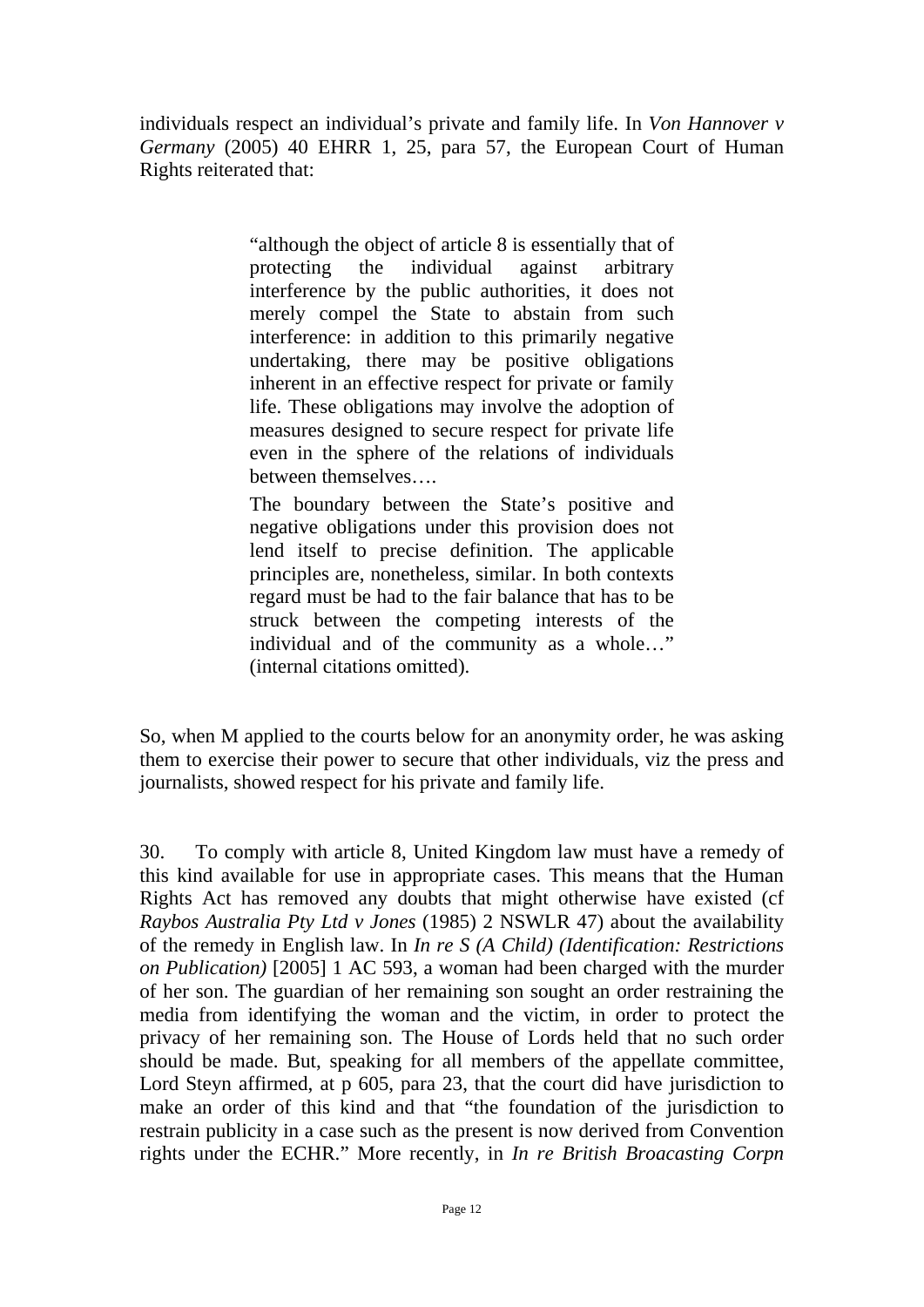individuals respect an individual's private and family life. In *Von Hannover v Germany* (2005) 40 EHRR 1, 25, para 57, the European Court of Human Rights reiterated that:

> "although the object of article 8 is essentially that of protecting the individual against arbitrary interference by the public authorities, it does not merely compel the State to abstain from such interference: in addition to this primarily negative undertaking, there may be positive obligations inherent in an effective respect for private or family life. These obligations may involve the adoption of measures designed to secure respect for private life even in the sphere of the relations of individuals between themselves….
>
> The boundary between the State's positive and negative obligations under this provision does not lend itself to precise definition. The applicable principles are, nonetheless, similar. In both contexts regard must be had to the fair balance that has to be struck between the competing interests of the individual and of the community as a whole…" (internal citations omitted).

So, when M applied to the courts below for an anonymity order, he was asking them to exercise their power to secure that other individuals, viz the press and journalists, showed respect for his private and family life.

30. To comply with article 8, United Kingdom law must have a remedy of this kind available for use in appropriate cases. This means that the Human Rights Act has removed any doubts that might otherwise have existed (cf *Raybos Australia Pty Ltd v Jones* (1985) 2 NSWLR 47) about the availability of the remedy in English law. In *In re S (A Child) (Identification: Restrictions on Publication)* [2005] 1 AC 593, a woman had been charged with the murder of her son. The guardian of her remaining son sought an order restraining the media from identifying the woman and the victim, in order to protect the privacy of her remaining son. The House of Lords held that no such order should be made. But, speaking for all members of the appellate committee, Lord Steyn affirmed, at p 605, para 23, that the court did have jurisdiction to make an order of this kind and that "the foundation of the jurisdiction to restrain publicity in a case such as the present is now derived from Convention rights under the ECHR." More recently, in *In re British Broacasting Corpn*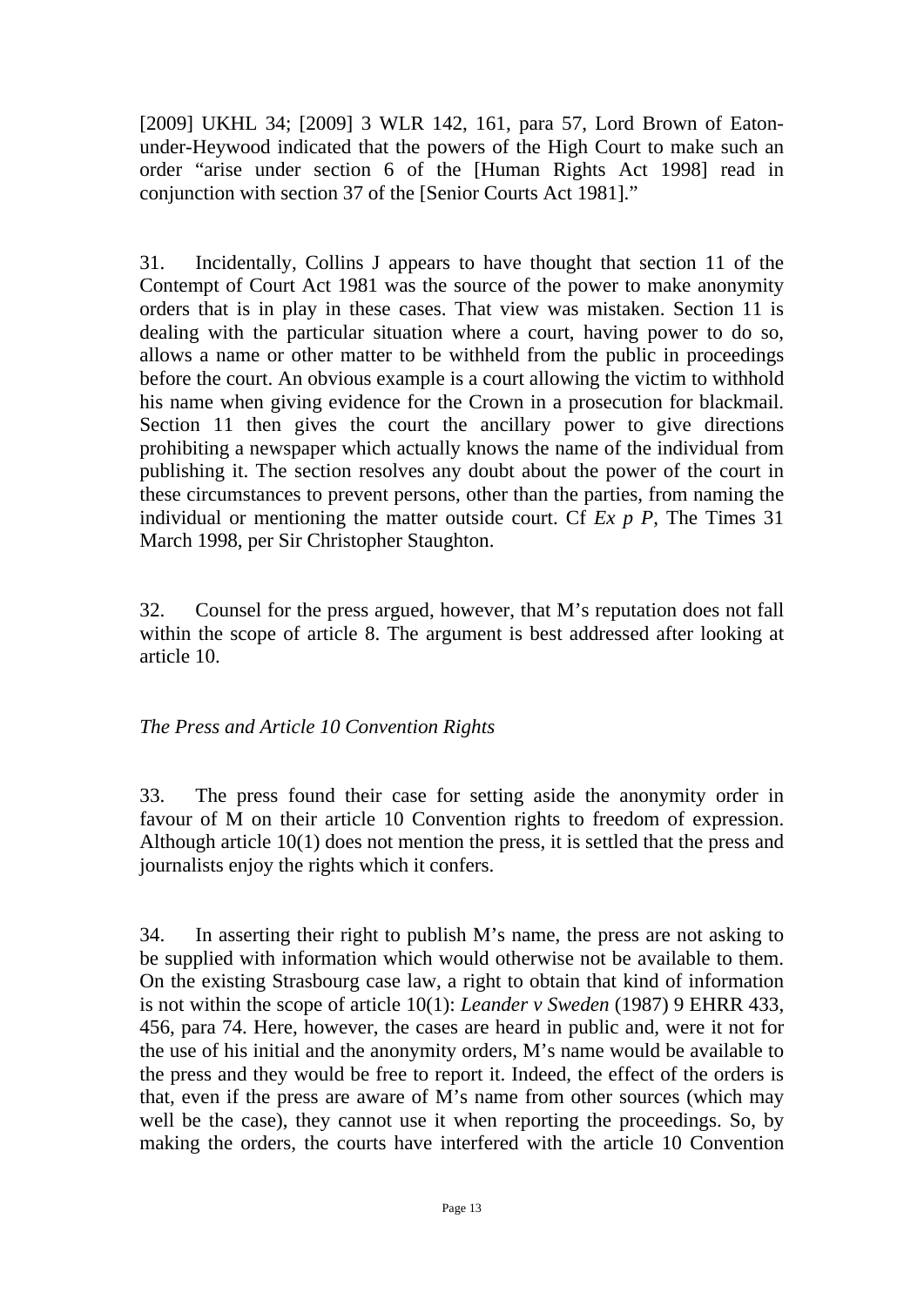[2009] UKHL 34; [2009] 3 WLR 142, 161, para 57, Lord Brown of Eaton-under-Heywood indicated that the powers of the High Court to make such an order "arise under section 6 of the [Human Rights Act 1998] read in conjunction with section 37 of the [Senior Courts Act 1981]."

31. Incidentally, Collins J appears to have thought that section 11 of the Contempt of Court Act 1981 was the source of the power to make anonymity orders that is in play in these cases. That view was mistaken. Section 11 is dealing with the particular situation where a court, having power to do so, allows a name or other matter to be withheld from the public in proceedings before the court. An obvious example is a court allowing the victim to withhold his name when giving evidence for the Crown in a prosecution for blackmail. Section 11 then gives the court the ancillary power to give directions prohibiting a newspaper which actually knows the name of the individual from publishing it. The section resolves any doubt about the power of the court in these circumstances to prevent persons, other than the parties, from naming the individual or mentioning the matter outside court. Cf *Ex p P*, The Times 31 March 1998, per Sir Christopher Staughton.

32. Counsel for the press argued, however, that M's reputation does not fall within the scope of article 8. The argument is best addressed after looking at article 10.

*The Press and Article 10 Convention Rights*

33. The press found their case for setting aside the anonymity order in favour of M on their article 10 Convention rights to freedom of expression. Although article 10(1) does not mention the press, it is settled that the press and journalists enjoy the rights which it confers.

34. In asserting their right to publish M's name, the press are not asking to be supplied with information which would otherwise not be available to them. On the existing Strasbourg case law, a right to obtain that kind of information is not within the scope of article 10(1): *Leander v Sweden* (1987) 9 EHRR 433, 456, para 74. Here, however, the cases are heard in public and, were it not for the use of his initial and the anonymity orders, M's name would be available to the press and they would be free to report it. Indeed, the effect of the orders is that, even if the press are aware of M's name from other sources (which may well be the case), they cannot use it when reporting the proceedings. So, by making the orders, the courts have interfered with the article 10 Convention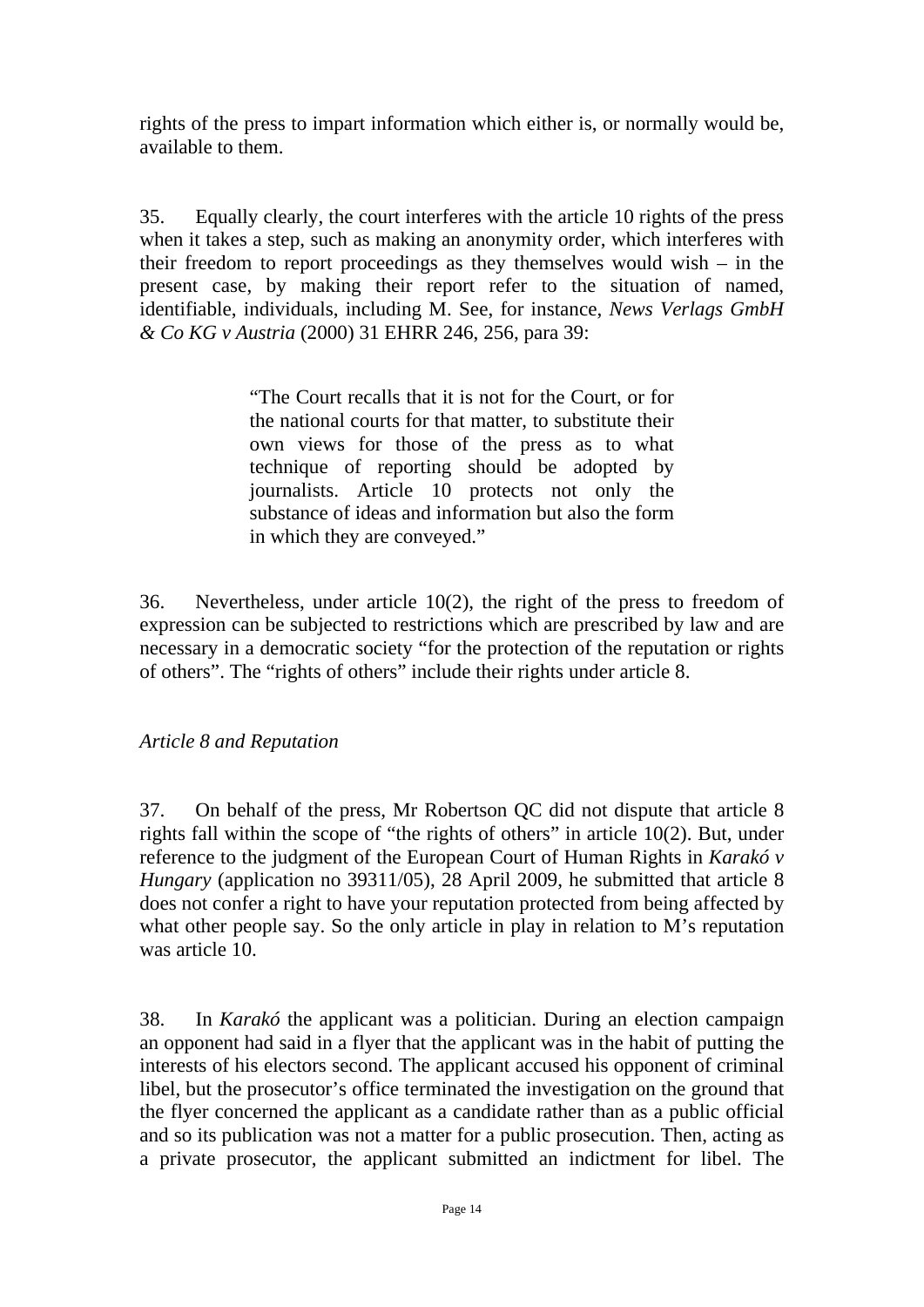rights of the press to impart information which either is, or normally would be, available to them.

35. Equally clearly, the court interferes with the article 10 rights of the press when it takes a step, such as making an anonymity order, which interferes with their freedom to report proceedings as they themselves would wish – in the present case, by making their report refer to the situation of named, identifiable, individuals, including M. See, for instance, *News Verlags GmbH & Co KG v Austria* (2000) 31 EHRR 246, 256, para 39:

> "The Court recalls that it is not for the Court, or for the national courts for that matter, to substitute their own views for those of the press as to what technique of reporting should be adopted by journalists. Article 10 protects not only the substance of ideas and information but also the form in which they are conveyed."

36. Nevertheless, under article 10(2), the right of the press to freedom of expression can be subjected to restrictions which are prescribed by law and are necessary in a democratic society "for the protection of the reputation or rights of others". The "rights of others" include their rights under article 8.

*Article 8 and Reputation*

37. On behalf of the press, Mr Robertson QC did not dispute that article 8 rights fall within the scope of "the rights of others" in article 10(2). But, under reference to the judgment of the European Court of Human Rights in *Karakó v Hungary* (application no 39311/05), 28 April 2009, he submitted that article 8 does not confer a right to have your reputation protected from being affected by what other people say. So the only article in play in relation to M's reputation was article 10.

38. In *Karakó* the applicant was a politician. During an election campaign an opponent had said in a flyer that the applicant was in the habit of putting the interests of his electors second. The applicant accused his opponent of criminal libel, but the prosecutor's office terminated the investigation on the ground that the flyer concerned the applicant as a candidate rather than as a public official and so its publication was not a matter for a public prosecution. Then, acting as a private prosecutor, the applicant submitted an indictment for libel. The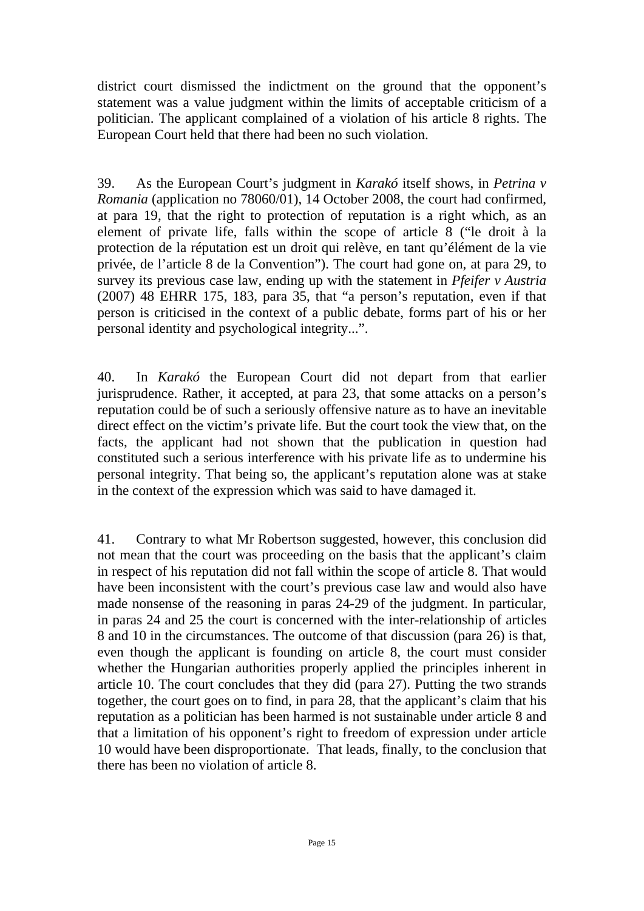district court dismissed the indictment on the ground that the opponent's statement was a value judgment within the limits of acceptable criticism of a politician. The applicant complained of a violation of his article 8 rights. The European Court held that there had been no such violation.

39. As the European Court's judgment in *Karakó* itself shows, in *Petrina v Romania* (application no 78060/01), 14 October 2008, the court had confirmed, at para 19, that the right to protection of reputation is a right which, as an element of private life, falls within the scope of article 8 ("le droit à la protection de la réputation est un droit qui relève, en tant qu'élément de la vie privée, de l'article 8 de la Convention"). The court had gone on, at para 29, to survey its previous case law, ending up with the statement in *Pfeifer v Austria* (2007) 48 EHRR 175, 183, para 35, that "a person's reputation, even if that person is criticised in the context of a public debate, forms part of his or her personal identity and psychological integrity...".

40. In *Karakó* the European Court did not depart from that earlier jurisprudence. Rather, it accepted, at para 23, that some attacks on a person's reputation could be of such a seriously offensive nature as to have an inevitable direct effect on the victim's private life. But the court took the view that, on the facts, the applicant had not shown that the publication in question had constituted such a serious interference with his private life as to undermine his personal integrity. That being so, the applicant's reputation alone was at stake in the context of the expression which was said to have damaged it.

41. Contrary to what Mr Robertson suggested, however, this conclusion did not mean that the court was proceeding on the basis that the applicant's claim in respect of his reputation did not fall within the scope of article 8. That would have been inconsistent with the court's previous case law and would also have made nonsense of the reasoning in paras 24-29 of the judgment. In particular, in paras 24 and 25 the court is concerned with the inter-relationship of articles 8 and 10 in the circumstances. The outcome of that discussion (para 26) is that, even though the applicant is founding on article 8, the court must consider whether the Hungarian authorities properly applied the principles inherent in article 10. The court concludes that they did (para 27). Putting the two strands together, the court goes on to find, in para 28, that the applicant's claim that his reputation as a politician has been harmed is not sustainable under article 8 and that a limitation of his opponent's right to freedom of expression under article 10 would have been disproportionate. That leads, finally, to the conclusion that there has been no violation of article 8.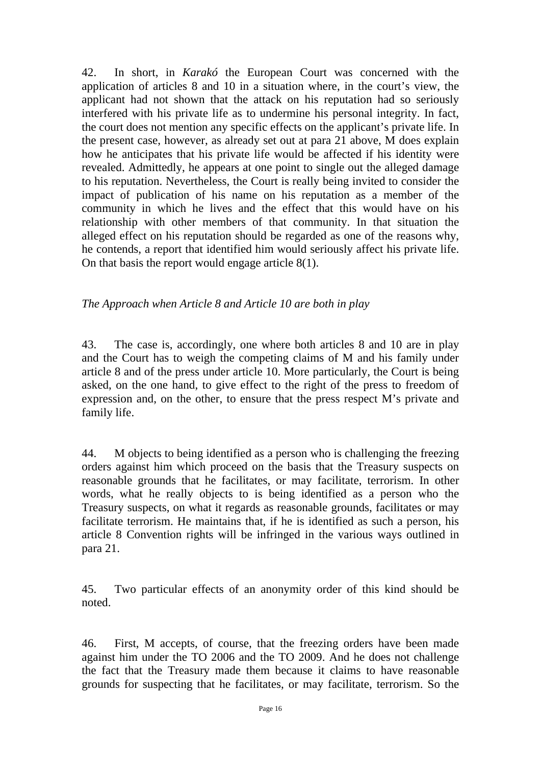42. In short, in *Karakó* the European Court was concerned with the application of articles 8 and 10 in a situation where, in the court's view, the applicant had not shown that the attack on his reputation had so seriously interfered with his private life as to undermine his personal integrity. In fact, the court does not mention any specific effects on the applicant's private life. In the present case, however, as already set out at para 21 above, M does explain how he anticipates that his private life would be affected if his identity were revealed. Admittedly, he appears at one point to single out the alleged damage to his reputation. Nevertheless, the Court is really being invited to consider the impact of publication of his name on his reputation as a member of the community in which he lives and the effect that this would have on his relationship with other members of that community. In that situation the alleged effect on his reputation should be regarded as one of the reasons why, he contends, a report that identified him would seriously affect his private life. On that basis the report would engage article 8(1).

*The Approach when Article 8 and Article 10 are both in play*

43. The case is, accordingly, one where both articles 8 and 10 are in play and the Court has to weigh the competing claims of M and his family under article 8 and of the press under article 10. More particularly, the Court is being asked, on the one hand, to give effect to the right of the press to freedom of expression and, on the other, to ensure that the press respect M's private and family life.

44. M objects to being identified as a person who is challenging the freezing orders against him which proceed on the basis that the Treasury suspects on reasonable grounds that he facilitates, or may facilitate, terrorism. In other words, what he really objects to is being identified as a person who the Treasury suspects, on what it regards as reasonable grounds, facilitates or may facilitate terrorism. He maintains that, if he is identified as such a person, his article 8 Convention rights will be infringed in the various ways outlined in para 21.

45. Two particular effects of an anonymity order of this kind should be noted.

46. First, M accepts, of course, that the freezing orders have been made against him under the TO 2006 and the TO 2009. And he does not challenge the fact that the Treasury made them because it claims to have reasonable grounds for suspecting that he facilitates, or may facilitate, terrorism. So the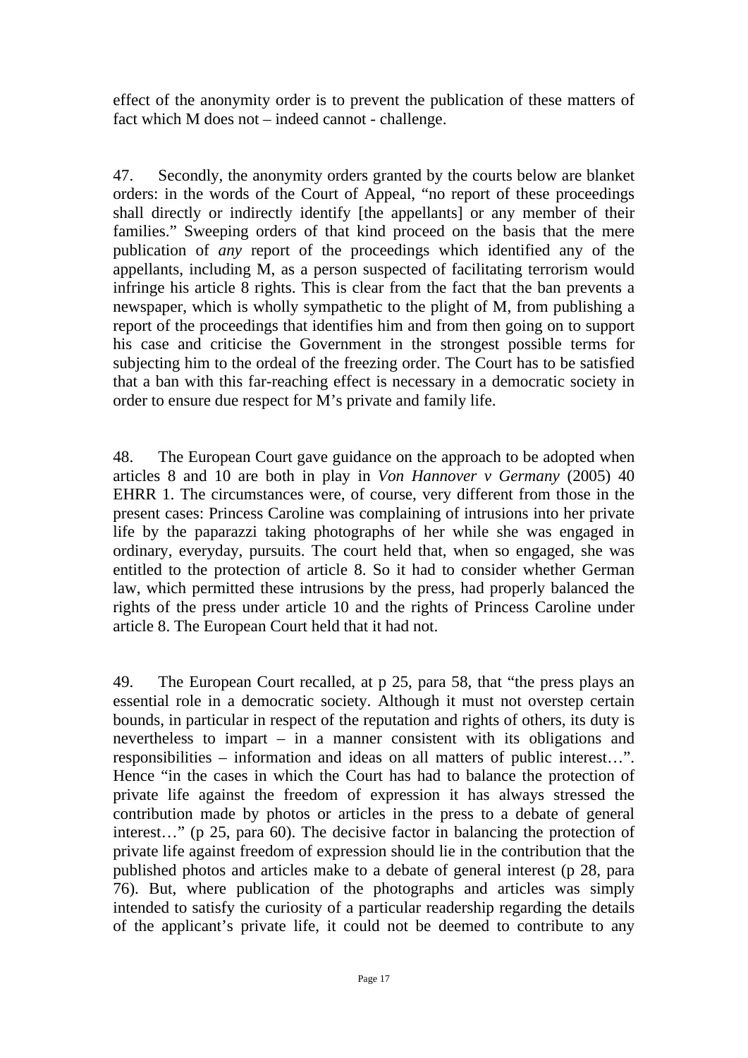effect of the anonymity order is to prevent the publication of these matters of fact which M does not – indeed cannot - challenge.

47. Secondly, the anonymity orders granted by the courts below are blanket orders: in the words of the Court of Appeal, "no report of these proceedings shall directly or indirectly identify [the appellants] or any member of their families." Sweeping orders of that kind proceed on the basis that the mere publication of *any* report of the proceedings which identified any of the appellants, including M, as a person suspected of facilitating terrorism would infringe his article 8 rights. This is clear from the fact that the ban prevents a newspaper, which is wholly sympathetic to the plight of M, from publishing a report of the proceedings that identifies him and from then going on to support his case and criticise the Government in the strongest possible terms for subjecting him to the ordeal of the freezing order. The Court has to be satisfied that a ban with this far-reaching effect is necessary in a democratic society in order to ensure due respect for M's private and family life.

48. The European Court gave guidance on the approach to be adopted when articles 8 and 10 are both in play in *Von Hannover v Germany* (2005) 40 EHRR 1. The circumstances were, of course, very different from those in the present cases: Princess Caroline was complaining of intrusions into her private life by the paparazzi taking photographs of her while she was engaged in ordinary, everyday, pursuits. The court held that, when so engaged, she was entitled to the protection of article 8. So it had to consider whether German law, which permitted these intrusions by the press, had properly balanced the rights of the press under article 10 and the rights of Princess Caroline under article 8. The European Court held that it had not.

49. The European Court recalled, at p 25, para 58, that "the press plays an essential role in a democratic society. Although it must not overstep certain bounds, in particular in respect of the reputation and rights of others, its duty is nevertheless to impart – in a manner consistent with its obligations and responsibilities – information and ideas on all matters of public interest…". Hence "in the cases in which the Court has had to balance the protection of private life against the freedom of expression it has always stressed the contribution made by photos or articles in the press to a debate of general interest…" (p 25, para 60). The decisive factor in balancing the protection of private life against freedom of expression should lie in the contribution that the published photos and articles make to a debate of general interest (p 28, para 76). But, where publication of the photographs and articles was simply intended to satisfy the curiosity of a particular readership regarding the details of the applicant's private life, it could not be deemed to contribute to any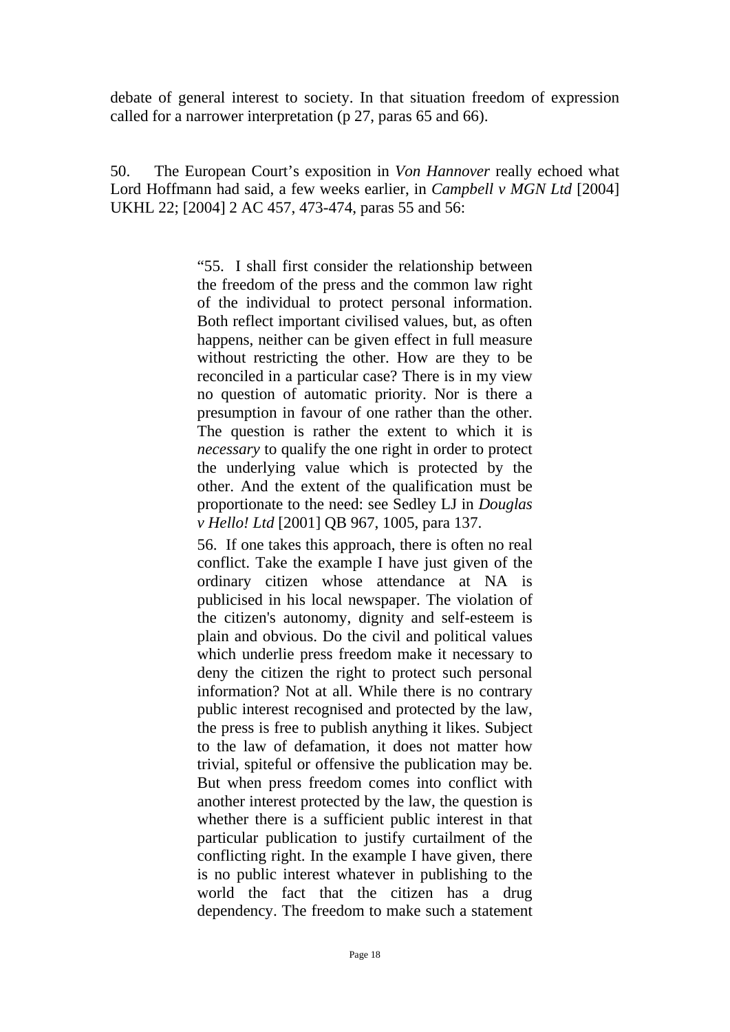debate of general interest to society. In that situation freedom of expression called for a narrower interpretation (p 27, paras 65 and 66).

50. The European Court's exposition in *Von Hannover* really echoed what Lord Hoffmann had said, a few weeks earlier, in *Campbell v MGN Ltd* [2004] UKHL 22; [2004] 2 AC 457, 473-474, paras 55 and 56:

> "55. I shall first consider the relationship between the freedom of the press and the common law right of the individual to protect personal information. Both reflect important civilised values, but, as often happens, neither can be given effect in full measure without restricting the other. How are they to be reconciled in a particular case? There is in my view no question of automatic priority. Nor is there a presumption in favour of one rather than the other. The question is rather the extent to which it is *necessary* to qualify the one right in order to protect the underlying value which is protected by the other. And the extent of the qualification must be proportionate to the need: see Sedley LJ in *Douglas v Hello! Ltd* [2001] QB 967, 1005, para 137.
>
> 56. If one takes this approach, there is often no real conflict. Take the example I have just given of the ordinary citizen whose attendance at NA is publicised in his local newspaper. The violation of the citizen's autonomy, dignity and self-esteem is plain and obvious. Do the civil and political values which underlie press freedom make it necessary to deny the citizen the right to protect such personal information? Not at all. While there is no contrary public interest recognised and protected by the law, the press is free to publish anything it likes. Subject to the law of defamation, it does not matter how trivial, spiteful or offensive the publication may be. But when press freedom comes into conflict with another interest protected by the law, the question is whether there is a sufficient public interest in that particular publication to justify curtailment of the conflicting right. In the example I have given, there is no public interest whatever in publishing to the world the fact that the citizen has a drug dependency. The freedom to make such a statement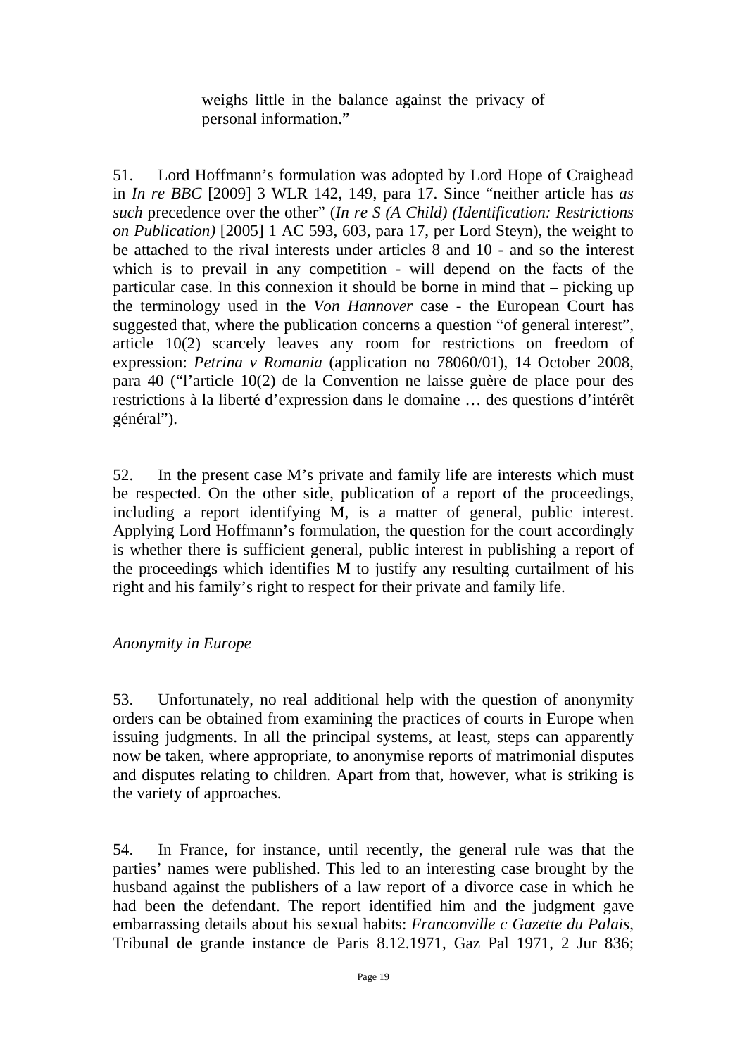> weighs little in the balance against the privacy of personal information."

51. Lord Hoffmann's formulation was adopted by Lord Hope of Craighead in *In re BBC* [2009] 3 WLR 142, 149, para 17. Since "neither article has *as such* precedence over the other" (*In re S (A Child) (Identification: Restrictions on Publication)* [2005] 1 AC 593, 603, para 17, per Lord Steyn), the weight to be attached to the rival interests under articles 8 and 10 - and so the interest which is to prevail in any competition - will depend on the facts of the particular case. In this connexion it should be borne in mind that – picking up the terminology used in the *Von Hannover* case - the European Court has suggested that, where the publication concerns a question "of general interest", article 10(2) scarcely leaves any room for restrictions on freedom of expression: *Petrina v Romania* (application no 78060/01), 14 October 2008, para 40 ("l'article 10(2) de la Convention ne laisse guère de place pour des restrictions à la liberté d'expression dans le domaine … des questions d'intérêt général").

52. In the present case M's private and family life are interests which must be respected. On the other side, publication of a report of the proceedings, including a report identifying M, is a matter of general, public interest. Applying Lord Hoffmann's formulation, the question for the court accordingly is whether there is sufficient general, public interest in publishing a report of the proceedings which identifies M to justify any resulting curtailment of his right and his family's right to respect for their private and family life.

*Anonymity in Europe*

53. Unfortunately, no real additional help with the question of anonymity orders can be obtained from examining the practices of courts in Europe when issuing judgments. In all the principal systems, at least, steps can apparently now be taken, where appropriate, to anonymise reports of matrimonial disputes and disputes relating to children. Apart from that, however, what is striking is the variety of approaches.

54. In France, for instance, until recently, the general rule was that the parties' names were published. This led to an interesting case brought by the husband against the publishers of a law report of a divorce case in which he had been the defendant. The report identified him and the judgment gave embarrassing details about his sexual habits: *Franconville c Gazette du Palais*, Tribunal de grande instance de Paris 8.12.1971, Gaz Pal 1971, 2 Jur 836;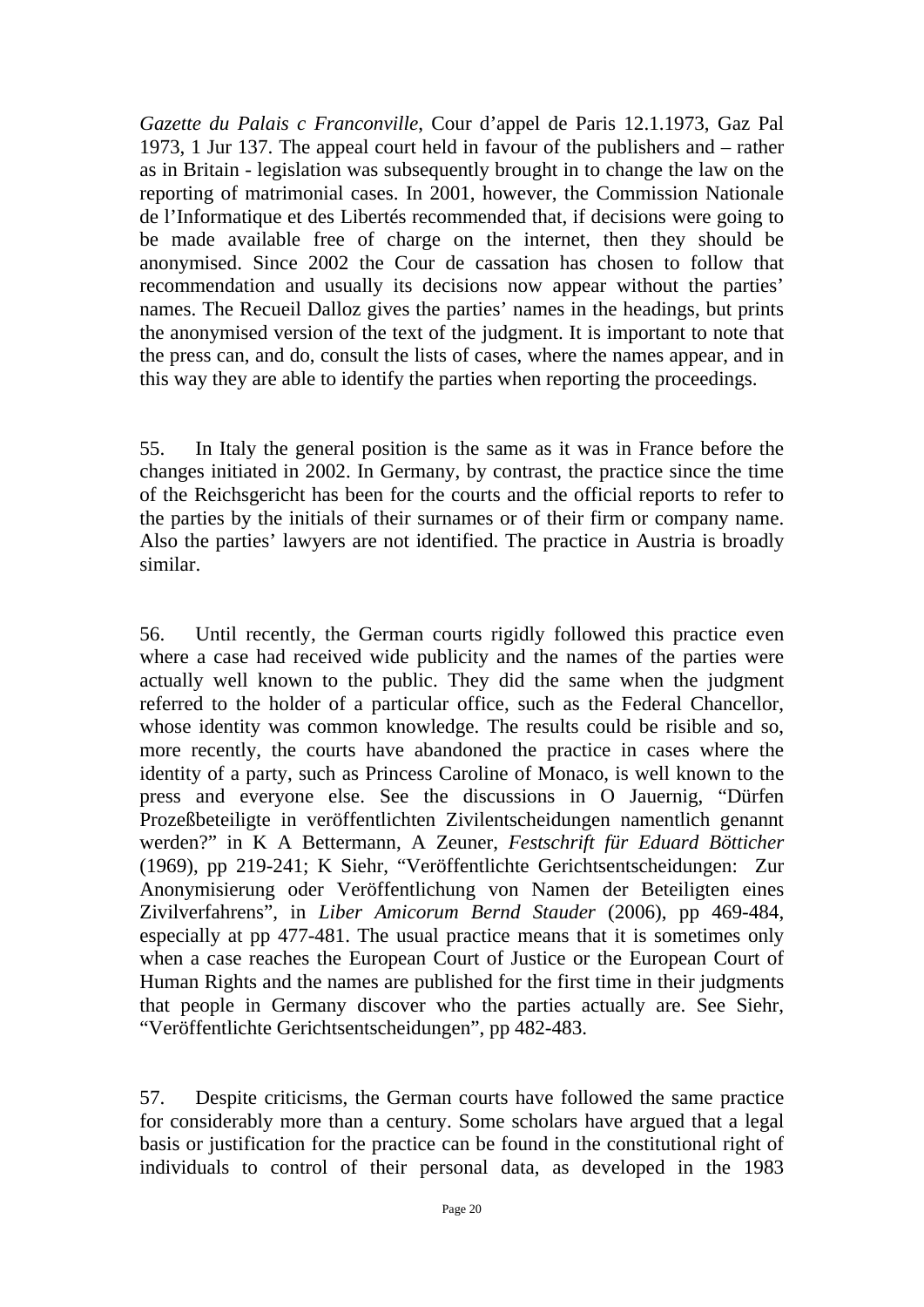*Gazette du Palais c Franconville*, Cour d'appel de Paris 12.1.1973, Gaz Pal 1973, 1 Jur 137. The appeal court held in favour of the publishers and – rather as in Britain - legislation was subsequently brought in to change the law on the reporting of matrimonial cases. In 2001, however, the Commission Nationale de l'Informatique et des Libertés recommended that, if decisions were going to be made available free of charge on the internet, then they should be anonymised. Since 2002 the Cour de cassation has chosen to follow that recommendation and usually its decisions now appear without the parties' names. The Recueil Dalloz gives the parties' names in the headings, but prints the anonymised version of the text of the judgment. It is important to note that the press can, and do, consult the lists of cases, where the names appear, and in this way they are able to identify the parties when reporting the proceedings.

55. In Italy the general position is the same as it was in France before the changes initiated in 2002. In Germany, by contrast, the practice since the time of the Reichsgericht has been for the courts and the official reports to refer to the parties by the initials of their surnames or of their firm or company name. Also the parties' lawyers are not identified. The practice in Austria is broadly similar.

56. Until recently, the German courts rigidly followed this practice even where a case had received wide publicity and the names of the parties were actually well known to the public. They did the same when the judgment referred to the holder of a particular office, such as the Federal Chancellor, whose identity was common knowledge. The results could be risible and so, more recently, the courts have abandoned the practice in cases where the identity of a party, such as Princess Caroline of Monaco, is well known to the press and everyone else. See the discussions in O Jauernig, "Dürfen Prozeßbeteiligte in veröffentlichten Zivilentscheidungen namentlich genannt werden?" in K A Bettermann, A Zeuner, *Festschrift für Eduard Bötticher* (1969), pp 219-241; K Siehr, "Veröffentlichte Gerichtsentscheidungen: Zur Anonymisierung oder Veröffentlichung von Namen der Beteiligten eines Zivilverfahrens", in *Liber Amicorum Bernd Stauder* (2006), pp 469-484, especially at pp 477-481. The usual practice means that it is sometimes only when a case reaches the European Court of Justice or the European Court of Human Rights and the names are published for the first time in their judgments that people in Germany discover who the parties actually are. See Siehr, "Veröffentlichte Gerichtsentscheidungen", pp 482-483.

57. Despite criticisms, the German courts have followed the same practice for considerably more than a century. Some scholars have argued that a legal basis or justification for the practice can be found in the constitutional right of individuals to control of their personal data, as developed in the 1983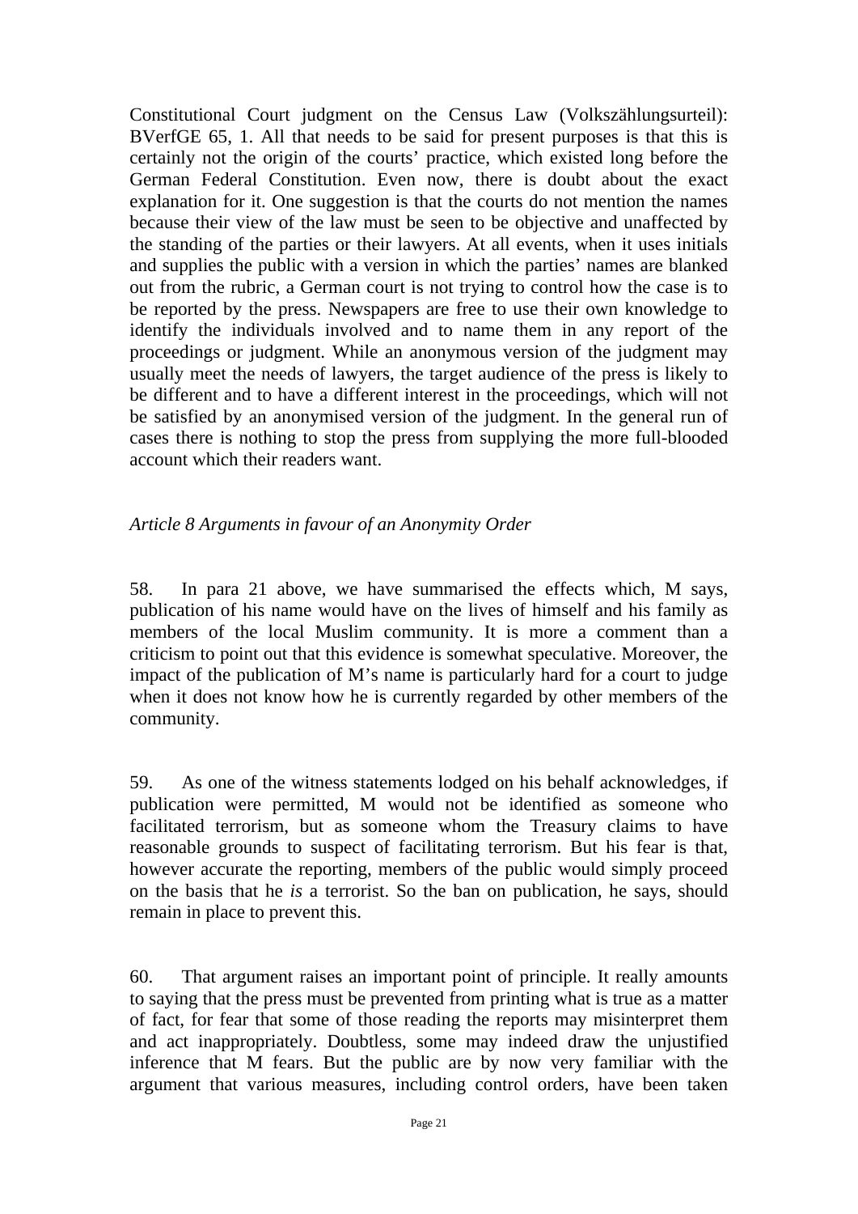Constitutional Court judgment on the Census Law (Volkszählungsurteil): BVerfGE 65, 1. All that needs to be said for present purposes is that this is certainly not the origin of the courts' practice, which existed long before the German Federal Constitution. Even now, there is doubt about the exact explanation for it. One suggestion is that the courts do not mention the names because their view of the law must be seen to be objective and unaffected by the standing of the parties or their lawyers. At all events, when it uses initials and supplies the public with a version in which the parties' names are blanked out from the rubric, a German court is not trying to control how the case is to be reported by the press. Newspapers are free to use their own knowledge to identify the individuals involved and to name them in any report of the proceedings or judgment. While an anonymous version of the judgment may usually meet the needs of lawyers, the target audience of the press is likely to be different and to have a different interest in the proceedings, which will not be satisfied by an anonymised version of the judgment. In the general run of cases there is nothing to stop the press from supplying the more full-blooded account which their readers want.

*Article 8 Arguments in favour of an Anonymity Order*

58. In para 21 above, we have summarised the effects which, M says, publication of his name would have on the lives of himself and his family as members of the local Muslim community. It is more a comment than a criticism to point out that this evidence is somewhat speculative. Moreover, the impact of the publication of M's name is particularly hard for a court to judge when it does not know how he is currently regarded by other members of the community.

59. As one of the witness statements lodged on his behalf acknowledges, if publication were permitted, M would not be identified as someone who facilitated terrorism, but as someone whom the Treasury claims to have reasonable grounds to suspect of facilitating terrorism. But his fear is that, however accurate the reporting, members of the public would simply proceed on the basis that he *is* a terrorist. So the ban on publication, he says, should remain in place to prevent this.

60. That argument raises an important point of principle. It really amounts to saying that the press must be prevented from printing what is true as a matter of fact, for fear that some of those reading the reports may misinterpret them and act inappropriately. Doubtless, some may indeed draw the unjustified inference that M fears. But the public are by now very familiar with the argument that various measures, including control orders, have been taken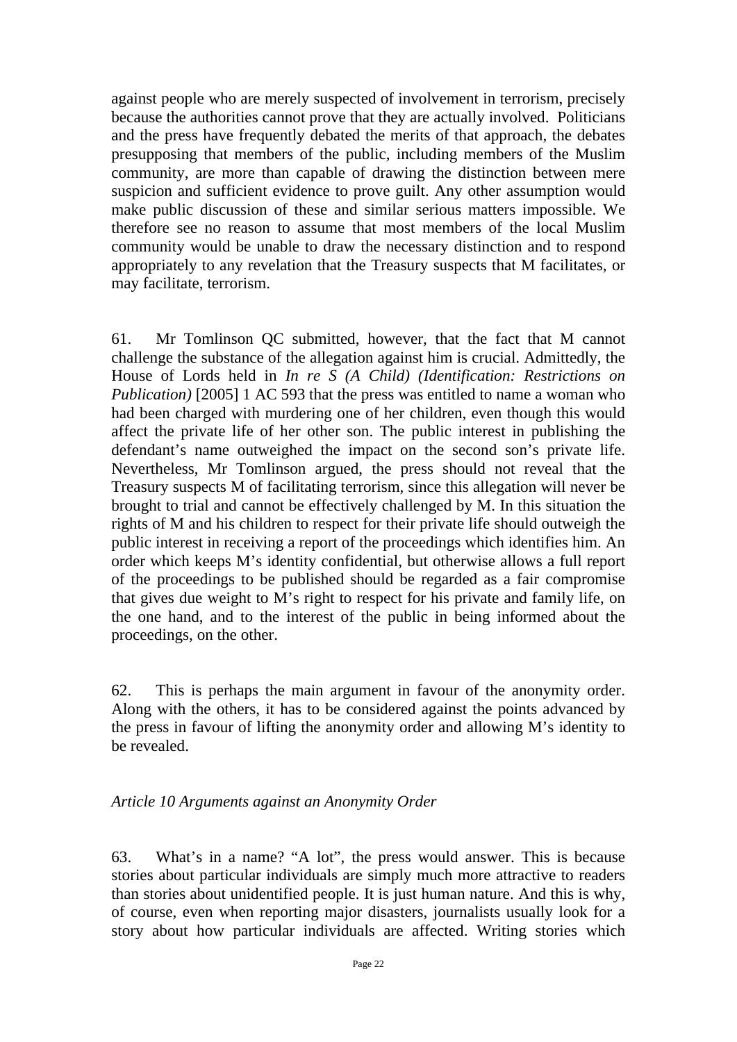against people who are merely suspected of involvement in terrorism, precisely because the authorities cannot prove that they are actually involved. Politicians and the press have frequently debated the merits of that approach, the debates presupposing that members of the public, including members of the Muslim community, are more than capable of drawing the distinction between mere suspicion and sufficient evidence to prove guilt. Any other assumption would make public discussion of these and similar serious matters impossible. We therefore see no reason to assume that most members of the local Muslim community would be unable to draw the necessary distinction and to respond appropriately to any revelation that the Treasury suspects that M facilitates, or may facilitate, terrorism.

61. Mr Tomlinson QC submitted, however, that the fact that M cannot challenge the substance of the allegation against him is crucial. Admittedly, the House of Lords held in *In re S (A Child) (Identification: Restrictions on Publication)* [2005] 1 AC 593 that the press was entitled to name a woman who had been charged with murdering one of her children, even though this would affect the private life of her other son. The public interest in publishing the defendant's name outweighed the impact on the second son's private life. Nevertheless, Mr Tomlinson argued, the press should not reveal that the Treasury suspects M of facilitating terrorism, since this allegation will never be brought to trial and cannot be effectively challenged by M. In this situation the rights of M and his children to respect for their private life should outweigh the public interest in receiving a report of the proceedings which identifies him. An order which keeps M's identity confidential, but otherwise allows a full report of the proceedings to be published should be regarded as a fair compromise that gives due weight to M's right to respect for his private and family life, on the one hand, and to the interest of the public in being informed about the proceedings, on the other.

62. This is perhaps the main argument in favour of the anonymity order. Along with the others, it has to be considered against the points advanced by the press in favour of lifting the anonymity order and allowing M's identity to be revealed.

*Article 10 Arguments against an Anonymity Order*

63. What's in a name? "A lot", the press would answer. This is because stories about particular individuals are simply much more attractive to readers than stories about unidentified people. It is just human nature. And this is why, of course, even when reporting major disasters, journalists usually look for a story about how particular individuals are affected. Writing stories which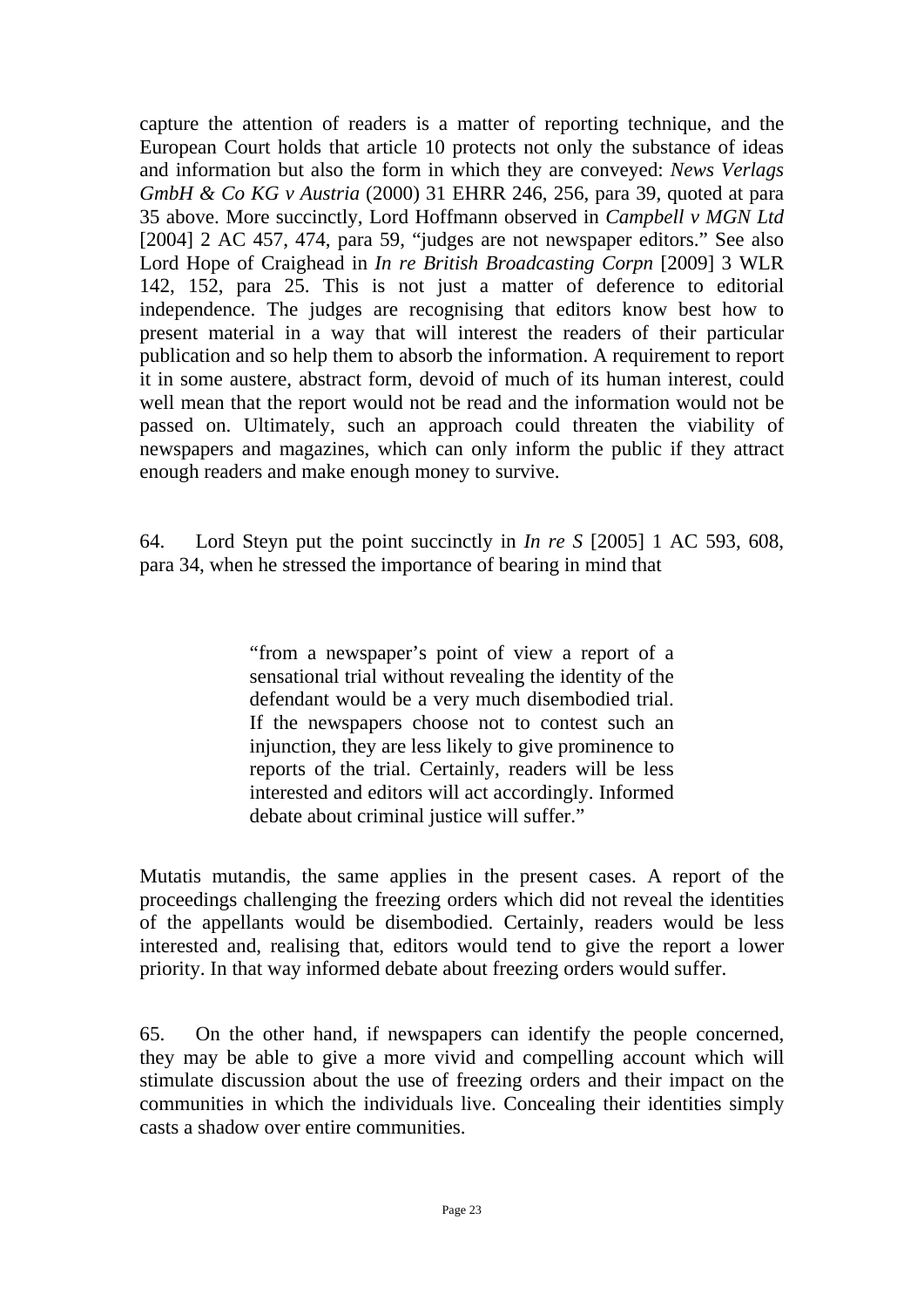capture the attention of readers is a matter of reporting technique, and the European Court holds that article 10 protects not only the substance of ideas and information but also the form in which they are conveyed: *News Verlags GmbH & Co KG v Austria* (2000) 31 EHRR 246, 256, para 39, quoted at para 35 above. More succinctly, Lord Hoffmann observed in *Campbell v MGN Ltd* [2004] 2 AC 457, 474, para 59, "judges are not newspaper editors." See also Lord Hope of Craighead in *In re British Broadcasting Corpn* [2009] 3 WLR 142, 152, para 25. This is not just a matter of deference to editorial independence. The judges are recognising that editors know best how to present material in a way that will interest the readers of their particular publication and so help them to absorb the information. A requirement to report it in some austere, abstract form, devoid of much of its human interest, could well mean that the report would not be read and the information would not be passed on. Ultimately, such an approach could threaten the viability of newspapers and magazines, which can only inform the public if they attract enough readers and make enough money to survive.

64. Lord Steyn put the point succinctly in *In re S* [2005] 1 AC 593, 608, para 34, when he stressed the importance of bearing in mind that

> "from a newspaper's point of view a report of a sensational trial without revealing the identity of the defendant would be a very much disembodied trial. If the newspapers choose not to contest such an injunction, they are less likely to give prominence to reports of the trial. Certainly, readers will be less interested and editors will act accordingly. Informed debate about criminal justice will suffer."

Mutatis mutandis, the same applies in the present cases. A report of the proceedings challenging the freezing orders which did not reveal the identities of the appellants would be disembodied. Certainly, readers would be less interested and, realising that, editors would tend to give the report a lower priority. In that way informed debate about freezing orders would suffer.

65. On the other hand, if newspapers can identify the people concerned, they may be able to give a more vivid and compelling account which will stimulate discussion about the use of freezing orders and their impact on the communities in which the individuals live. Concealing their identities simply casts a shadow over entire communities.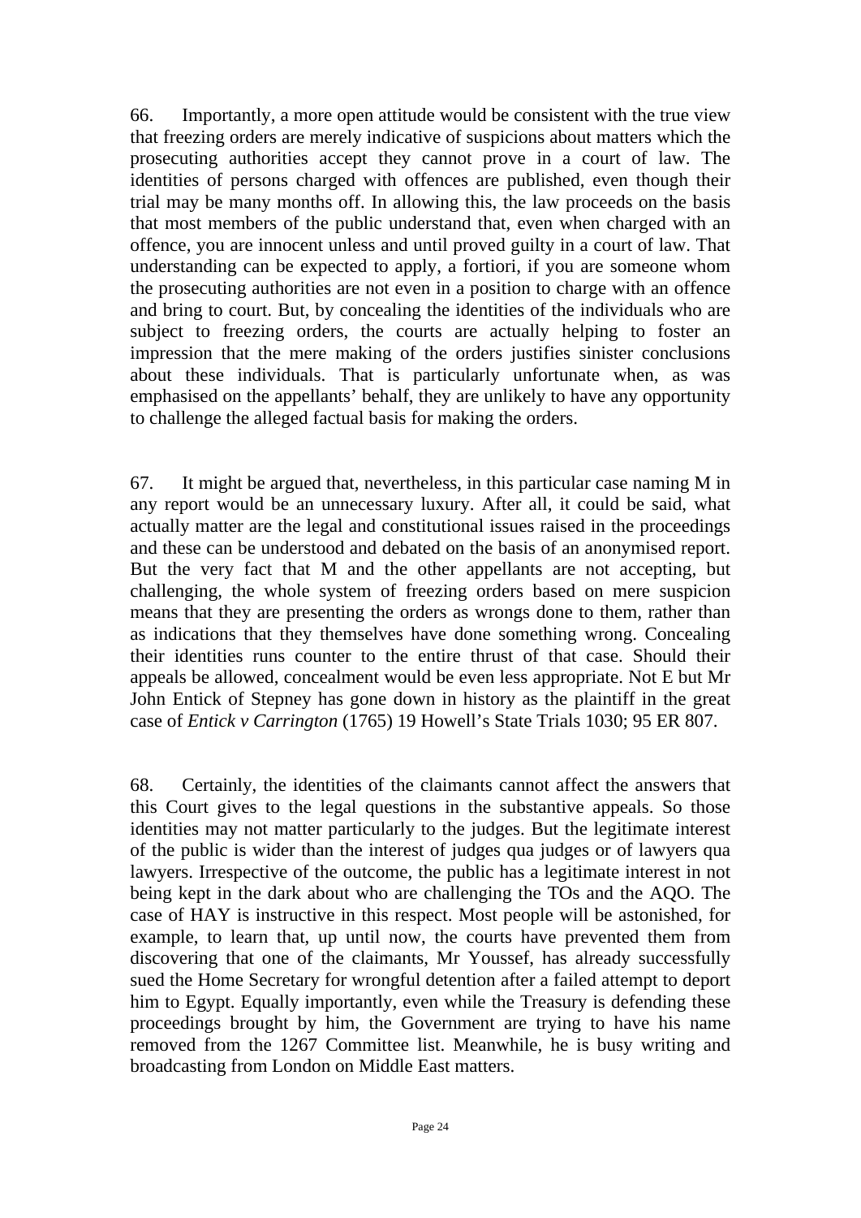66. Importantly, a more open attitude would be consistent with the true view that freezing orders are merely indicative of suspicions about matters which the prosecuting authorities accept they cannot prove in a court of law. The identities of persons charged with offences are published, even though their trial may be many months off. In allowing this, the law proceeds on the basis that most members of the public understand that, even when charged with an offence, you are innocent unless and until proved guilty in a court of law. That understanding can be expected to apply, a fortiori, if you are someone whom the prosecuting authorities are not even in a position to charge with an offence and bring to court. But, by concealing the identities of the individuals who are subject to freezing orders, the courts are actually helping to foster an impression that the mere making of the orders justifies sinister conclusions about these individuals. That is particularly unfortunate when, as was emphasised on the appellants' behalf, they are unlikely to have any opportunity to challenge the alleged factual basis for making the orders.

67. It might be argued that, nevertheless, in this particular case naming M in any report would be an unnecessary luxury. After all, it could be said, what actually matter are the legal and constitutional issues raised in the proceedings and these can be understood and debated on the basis of an anonymised report. But the very fact that M and the other appellants are not accepting, but challenging, the whole system of freezing orders based on mere suspicion means that they are presenting the orders as wrongs done to them, rather than as indications that they themselves have done something wrong. Concealing their identities runs counter to the entire thrust of that case. Should their appeals be allowed, concealment would be even less appropriate. Not E but Mr John Entick of Stepney has gone down in history as the plaintiff in the great case of *Entick v Carrington* (1765) 19 Howell's State Trials 1030; 95 ER 807.

68. Certainly, the identities of the claimants cannot affect the answers that this Court gives to the legal questions in the substantive appeals. So those identities may not matter particularly to the judges. But the legitimate interest of the public is wider than the interest of judges qua judges or of lawyers qua lawyers. Irrespective of the outcome, the public has a legitimate interest in not being kept in the dark about who are challenging the TOs and the AQO. The case of HAY is instructive in this respect. Most people will be astonished, for example, to learn that, up until now, the courts have prevented them from discovering that one of the claimants, Mr Youssef, has already successfully sued the Home Secretary for wrongful detention after a failed attempt to deport him to Egypt. Equally importantly, even while the Treasury is defending these proceedings brought by him, the Government are trying to have his name removed from the 1267 Committee list. Meanwhile, he is busy writing and broadcasting from London on Middle East matters.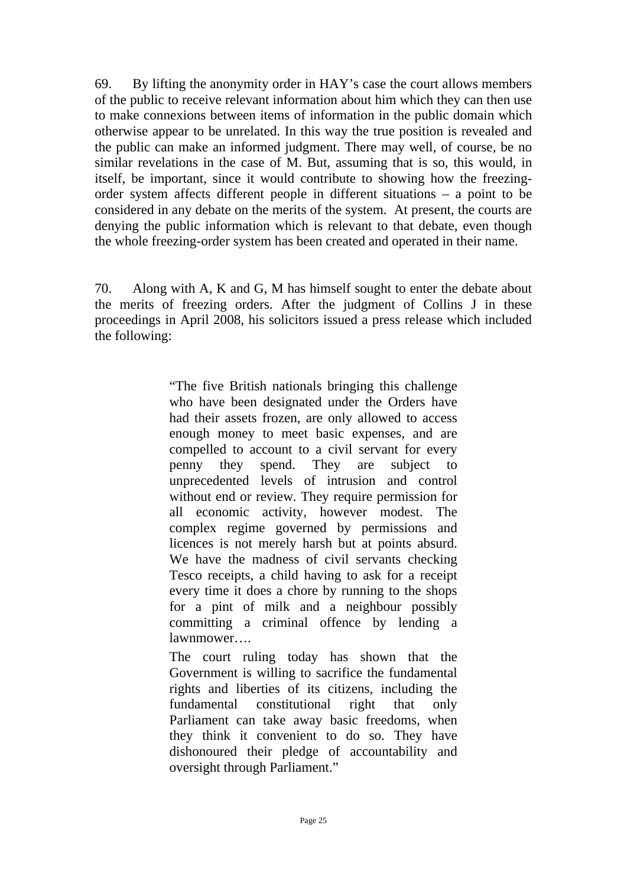69. By lifting the anonymity order in HAY's case the court allows members of the public to receive relevant information about him which they can then use to make connexions between items of information in the public domain which otherwise appear to be unrelated. In this way the true position is revealed and the public can make an informed judgment. There may well, of course, be no similar revelations in the case of M. But, assuming that is so, this would, in itself, be important, since it would contribute to showing how the freezing-order system affects different people in different situations – a point to be considered in any debate on the merits of the system. At present, the courts are denying the public information which is relevant to that debate, even though the whole freezing-order system has been created and operated in their name.

70. Along with A, K and G, M has himself sought to enter the debate about the merits of freezing orders. After the judgment of Collins J in these proceedings in April 2008, his solicitors issued a press release which included the following:

> "The five British nationals bringing this challenge who have been designated under the Orders have had their assets frozen, are only allowed to access enough money to meet basic expenses, and are compelled to account to a civil servant for every penny they spend. They are subject to unprecedented levels of intrusion and control without end or review. They require permission for all economic activity, however modest. The complex regime governed by permissions and licences is not merely harsh but at points absurd. We have the madness of civil servants checking Tesco receipts, a child having to ask for a receipt every time it does a chore by running to the shops for a pint of milk and a neighbour possibly committing a criminal offence by lending a lawnmower….
>
> The court ruling today has shown that the Government is willing to sacrifice the fundamental rights and liberties of its citizens, including the fundamental constitutional right that only Parliament can take away basic freedoms, when they think it convenient to do so. They have dishonoured their pledge of accountability and oversight through Parliament."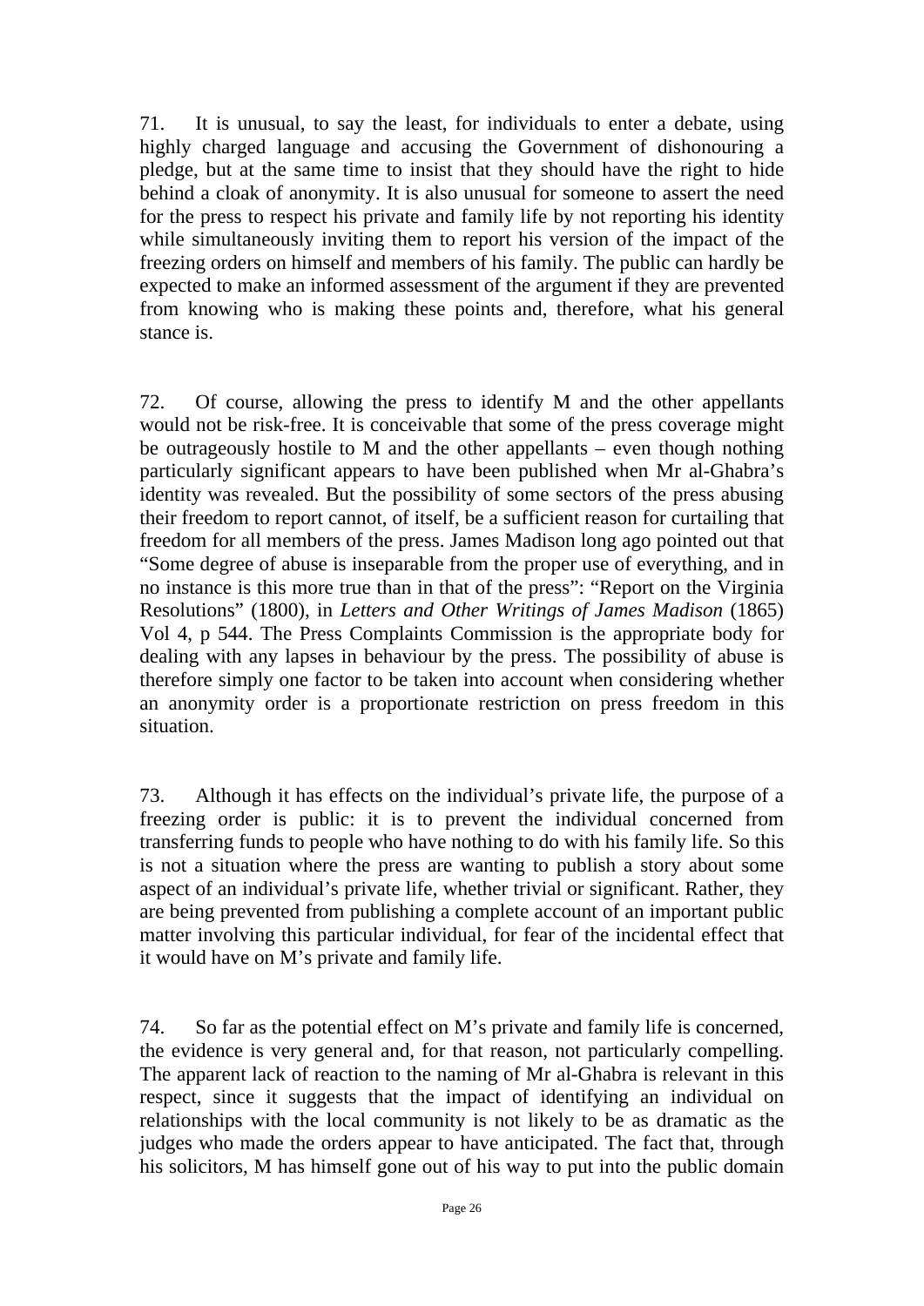71. It is unusual, to say the least, for individuals to enter a debate, using highly charged language and accusing the Government of dishonouring a pledge, but at the same time to insist that they should have the right to hide behind a cloak of anonymity. It is also unusual for someone to assert the need for the press to respect his private and family life by not reporting his identity while simultaneously inviting them to report his version of the impact of the freezing orders on himself and members of his family. The public can hardly be expected to make an informed assessment of the argument if they are prevented from knowing who is making these points and, therefore, what his general stance is.

72. Of course, allowing the press to identify M and the other appellants would not be risk-free. It is conceivable that some of the press coverage might be outrageously hostile to M and the other appellants – even though nothing particularly significant appears to have been published when Mr al-Ghabra's identity was revealed. But the possibility of some sectors of the press abusing their freedom to report cannot, of itself, be a sufficient reason for curtailing that freedom for all members of the press. James Madison long ago pointed out that "Some degree of abuse is inseparable from the proper use of everything, and in no instance is this more true than in that of the press": "Report on the Virginia Resolutions" (1800), in *Letters and Other Writings of James Madison* (1865) Vol 4, p 544. The Press Complaints Commission is the appropriate body for dealing with any lapses in behaviour by the press. The possibility of abuse is therefore simply one factor to be taken into account when considering whether an anonymity order is a proportionate restriction on press freedom in this situation.

73. Although it has effects on the individual's private life, the purpose of a freezing order is public: it is to prevent the individual concerned from transferring funds to people who have nothing to do with his family life. So this is not a situation where the press are wanting to publish a story about some aspect of an individual's private life, whether trivial or significant. Rather, they are being prevented from publishing a complete account of an important public matter involving this particular individual, for fear of the incidental effect that it would have on M's private and family life.

74. So far as the potential effect on M's private and family life is concerned, the evidence is very general and, for that reason, not particularly compelling. The apparent lack of reaction to the naming of Mr al-Ghabra is relevant in this respect, since it suggests that the impact of identifying an individual on relationships with the local community is not likely to be as dramatic as the judges who made the orders appear to have anticipated. The fact that, through his solicitors, M has himself gone out of his way to put into the public domain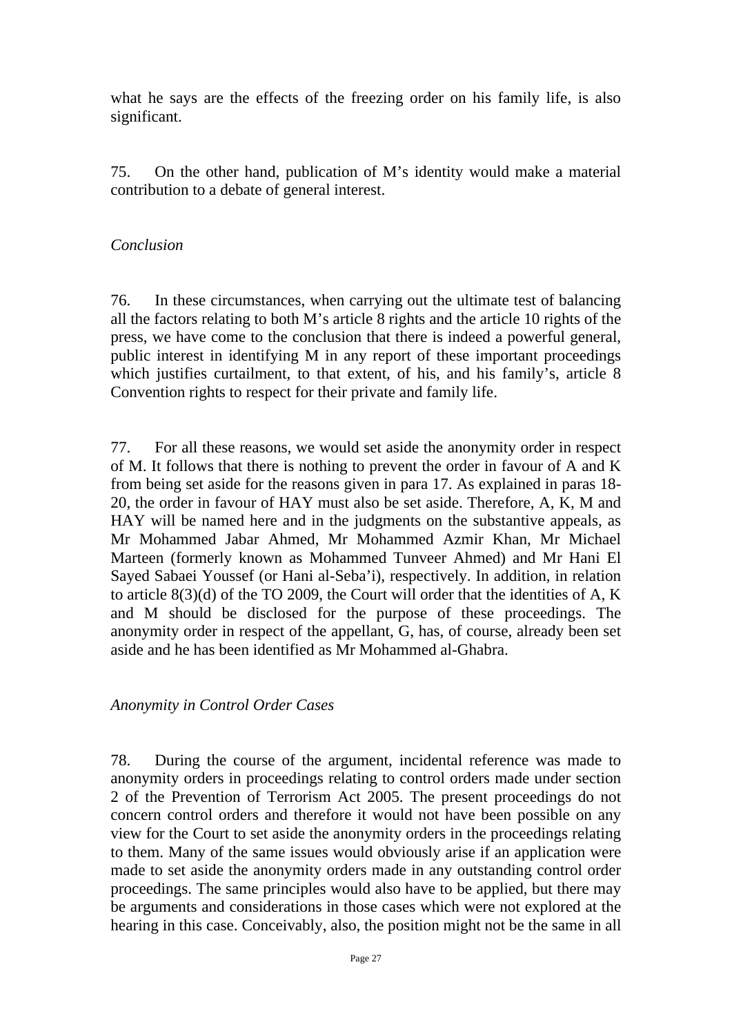what he says are the effects of the freezing order on his family life, is also significant.

75. On the other hand, publication of M's identity would make a material contribution to a debate of general interest.

*Conclusion*

76. In these circumstances, when carrying out the ultimate test of balancing all the factors relating to both M's article 8 rights and the article 10 rights of the press, we have come to the conclusion that there is indeed a powerful general, public interest in identifying M in any report of these important proceedings which justifies curtailment, to that extent, of his, and his family's, article 8 Convention rights to respect for their private and family life.

77. For all these reasons, we would set aside the anonymity order in respect of M. It follows that there is nothing to prevent the order in favour of A and K from being set aside for the reasons given in para 17. As explained in paras 18-20, the order in favour of HAY must also be set aside. Therefore, A, K, M and HAY will be named here and in the judgments on the substantive appeals, as Mr Mohammed Jabar Ahmed, Mr Mohammed Azmir Khan, Mr Michael Marteen (formerly known as Mohammed Tunveer Ahmed) and Mr Hani El Sayed Sabaei Youssef (or Hani al-Seba'i), respectively. In addition, in relation to article 8(3)(d) of the TO 2009, the Court will order that the identities of A, K and M should be disclosed for the purpose of these proceedings. The anonymity order in respect of the appellant, G, has, of course, already been set aside and he has been identified as Mr Mohammed al-Ghabra.

*Anonymity in Control Order Cases*

78. During the course of the argument, incidental reference was made to anonymity orders in proceedings relating to control orders made under section 2 of the Prevention of Terrorism Act 2005. The present proceedings do not concern control orders and therefore it would not have been possible on any view for the Court to set aside the anonymity orders in the proceedings relating to them. Many of the same issues would obviously arise if an application were made to set aside the anonymity orders made in any outstanding control order proceedings. The same principles would also have to be applied, but there may be arguments and considerations in those cases which were not explored at the hearing in this case. Conceivably, also, the position might not be the same in all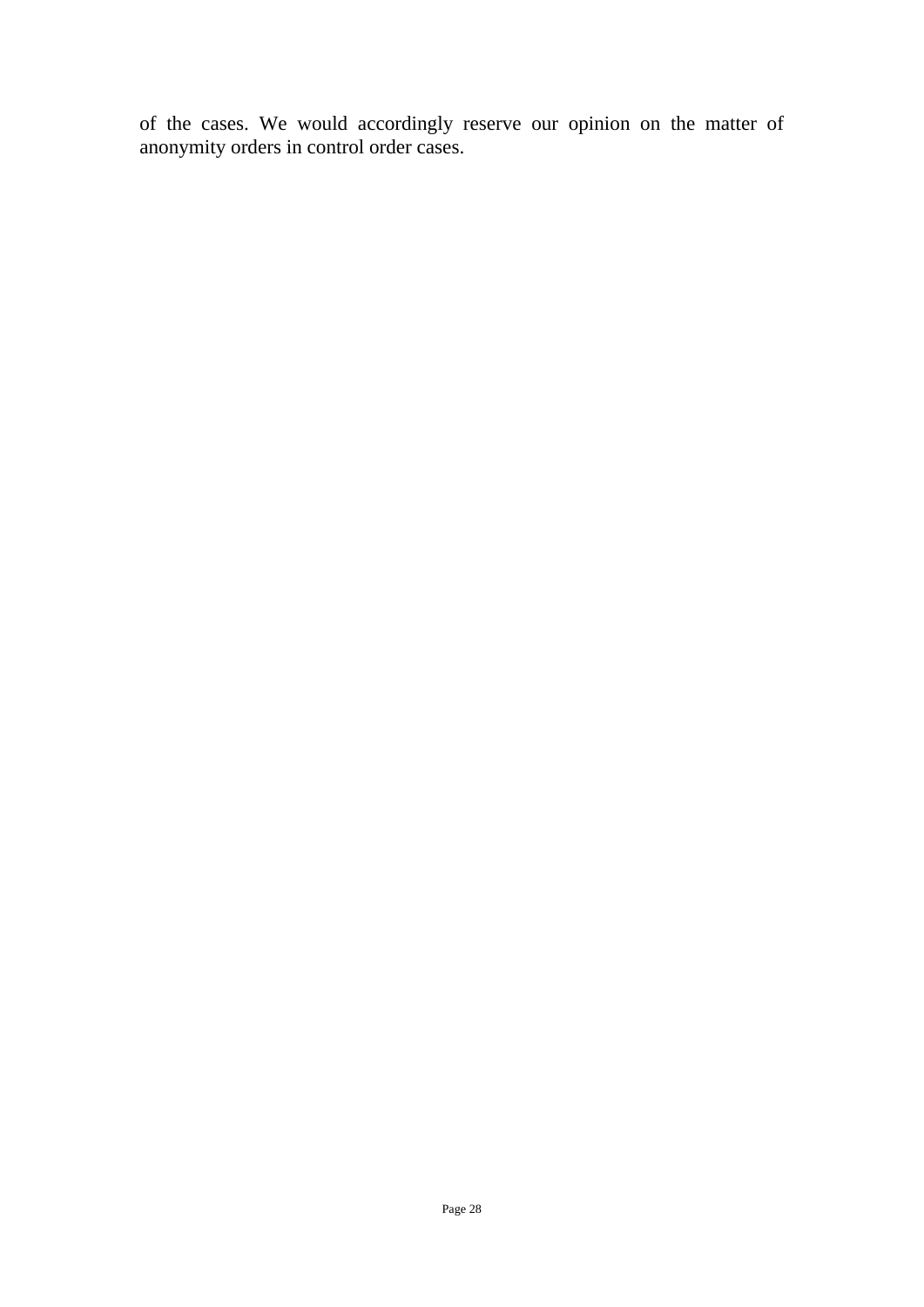of the cases. We would accordingly reserve our opinion on the matter of anonymity orders in control order cases.